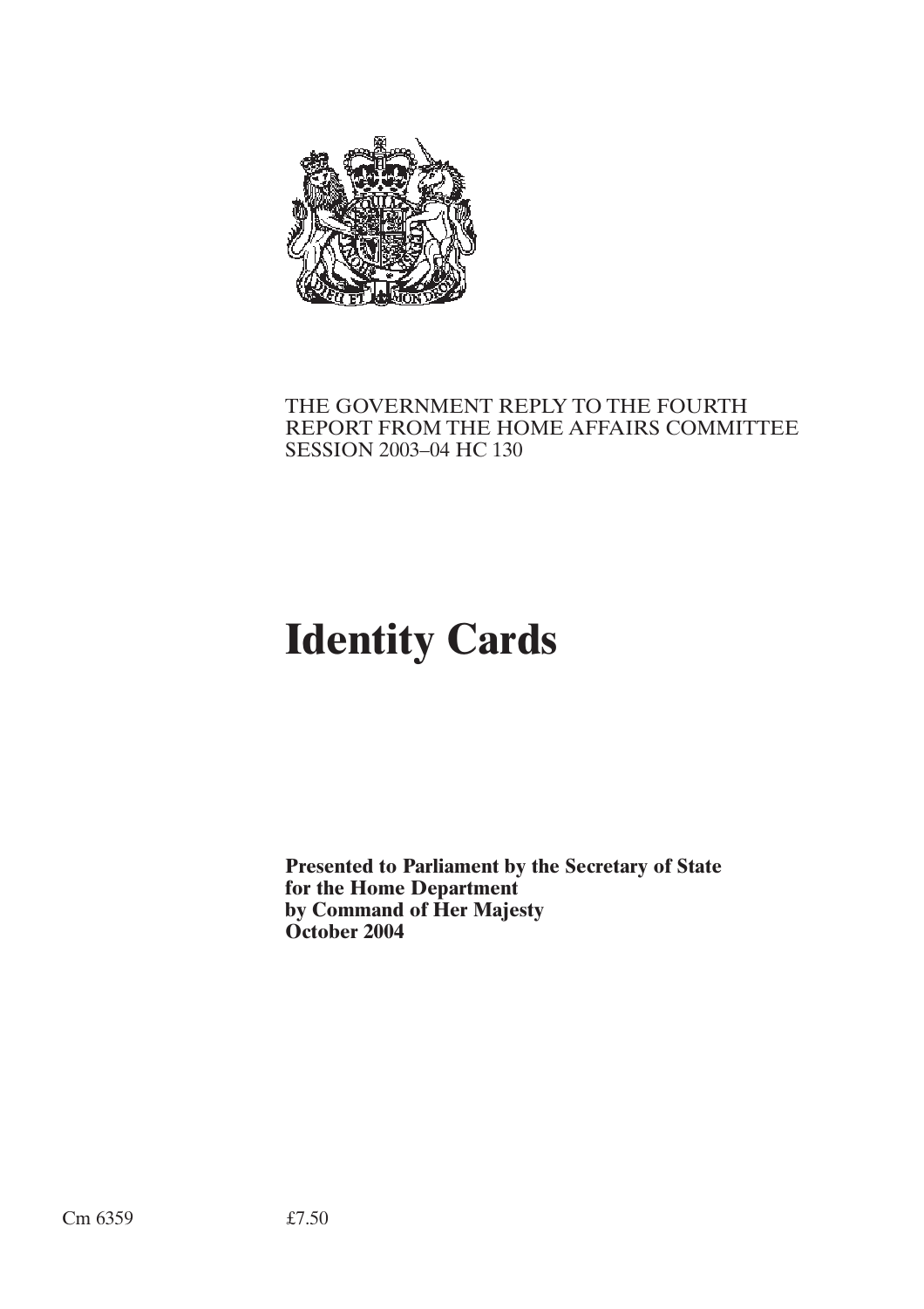THE GOVERNMENT REPLY TO THE FOURTH REPORT FROM THE HOME AFFAIRS COMMITTEE SESSION 2003–04 HC 130

# Identity Cards

**Presented to Parliament by the Secretary of State for the Home Department by Command of Her Majesty October 2004**

Cm 6359 £7.50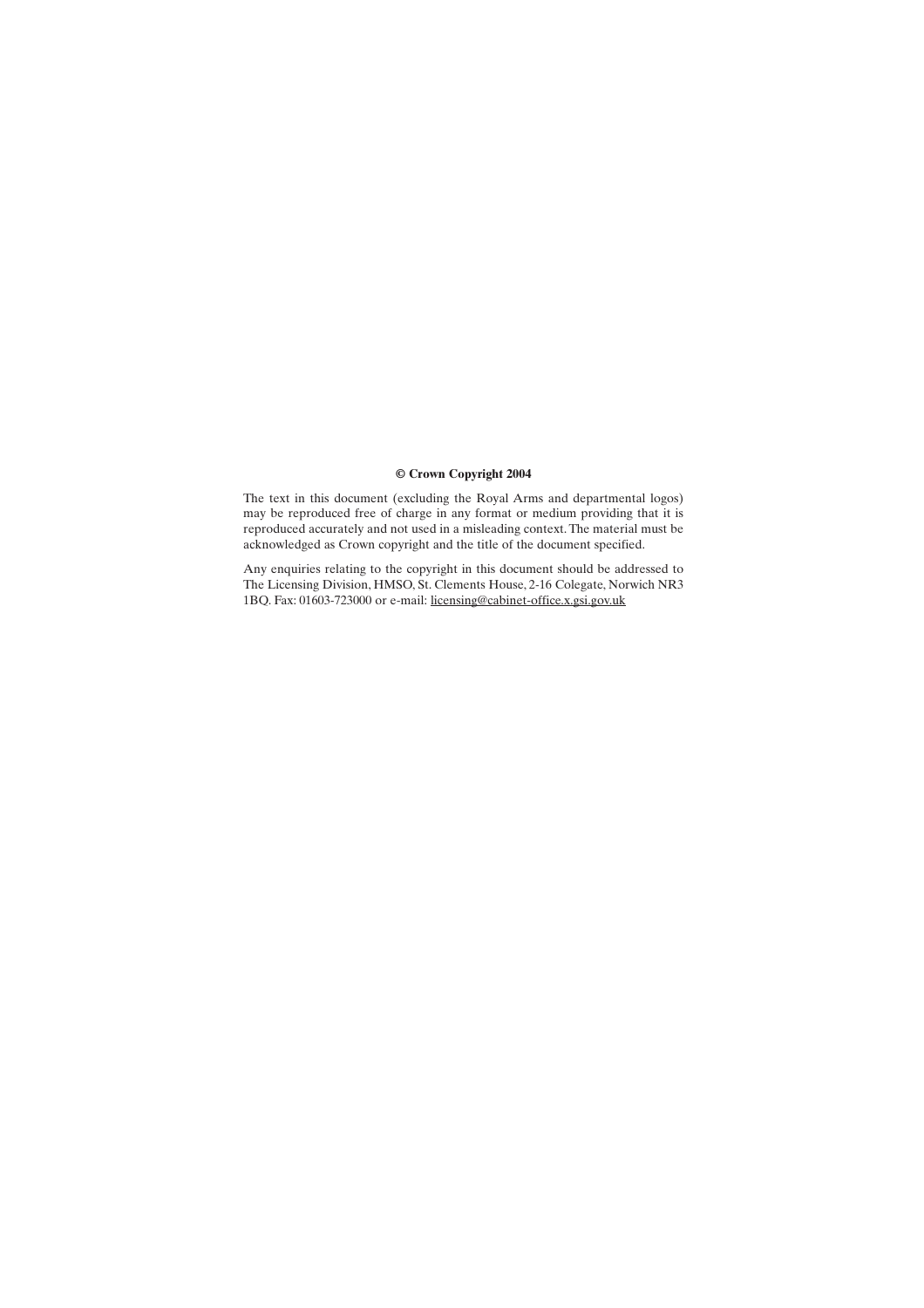**© Crown Copyright 2004**

The text in this document (excluding the Royal Arms and departmental logos) may be reproduced free of charge in any format or medium providing that it is reproduced accurately and not used in a misleading context. The material must be acknowledged as Crown copyright and the title of the document specified.

Any enquiries relating to the copyright in this document should be addressed to The Licensing Division, HMSO, St. Clements House, 2-16 Colegate, Norwich NR3 1BQ. Fax: 01603-723000 or e-mail: licensing@cabinet-office.x.gsi.gov.uk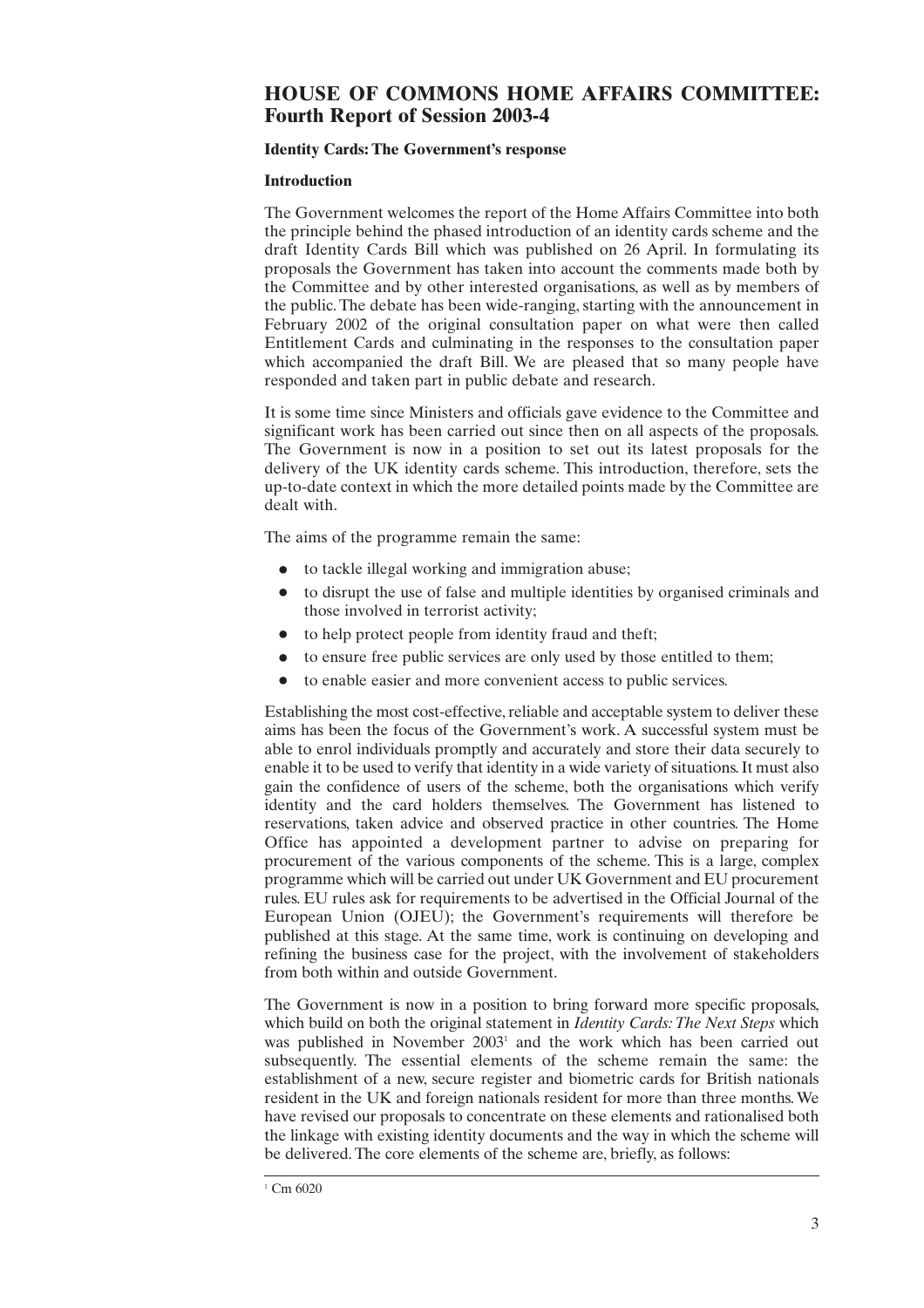## HOUSE OF COMMONS HOME AFFAIRS COMMITTEE: Fourth Report of Session 2003-4

**Identity Cards: The Government's response**

**Introduction**

The Government welcomes the report of the Home Affairs Committee into both the principle behind the phased introduction of an identity cards scheme and the draft Identity Cards Bill which was published on 26 April. In formulating its proposals the Government has taken into account the comments made both by the Committee and by other interested organisations, as well as by members of the public. The debate has been wide-ranging, starting with the announcement in February 2002 of the original consultation paper on what were then called Entitlement Cards and culminating in the responses to the consultation paper which accompanied the draft Bill. We are pleased that so many people have responded and taken part in public debate and research.

It is some time since Ministers and officials gave evidence to the Committee and significant work has been carried out since then on all aspects of the proposals. The Government is now in a position to set out its latest proposals for the delivery of the UK identity cards scheme. This introduction, therefore, sets the up-to-date context in which the more detailed points made by the Committee are dealt with.

The aims of the programme remain the same:

- to tackle illegal working and immigration abuse;
- to disrupt the use of false and multiple identities by organised criminals and those involved in terrorist activity;
- to help protect people from identity fraud and theft;
- to ensure free public services are only used by those entitled to them;
- to enable easier and more convenient access to public services.

Establishing the most cost-effective, reliable and acceptable system to deliver these aims has been the focus of the Government's work. A successful system must be able to enrol individuals promptly and accurately and store their data securely to enable it to be used to verify that identity in a wide variety of situations. It must also gain the confidence of users of the scheme, both the organisations which verify identity and the card holders themselves. The Government has listened to reservations, taken advice and observed practice in other countries. The Home Office has appointed a development partner to advise on preparing for procurement of the various components of the scheme. This is a large, complex programme which will be carried out under UK Government and EU procurement rules. EU rules ask for requirements to be advertised in the Official Journal of the European Union (OJEU); the Government's requirements will therefore be published at this stage. At the same time, work is continuing on developing and refining the business case for the project, with the involvement of stakeholders from both within and outside Government.

The Government is now in a position to bring forward more specific proposals, which build on both the original statement in *Identity Cards: The Next Steps* which was published in November 2003[1] and the work which has been carried out subsequently. The essential elements of the scheme remain the same: the establishment of a new, secure register and biometric cards for British nationals resident in the UK and foreign nationals resident for more than three months. We have revised our proposals to concentrate on these elements and rationalised both the linkage with existing identity documents and the way in which the scheme will be delivered. The core elements of the scheme are, briefly, as follows:

---

[1] Cm 6020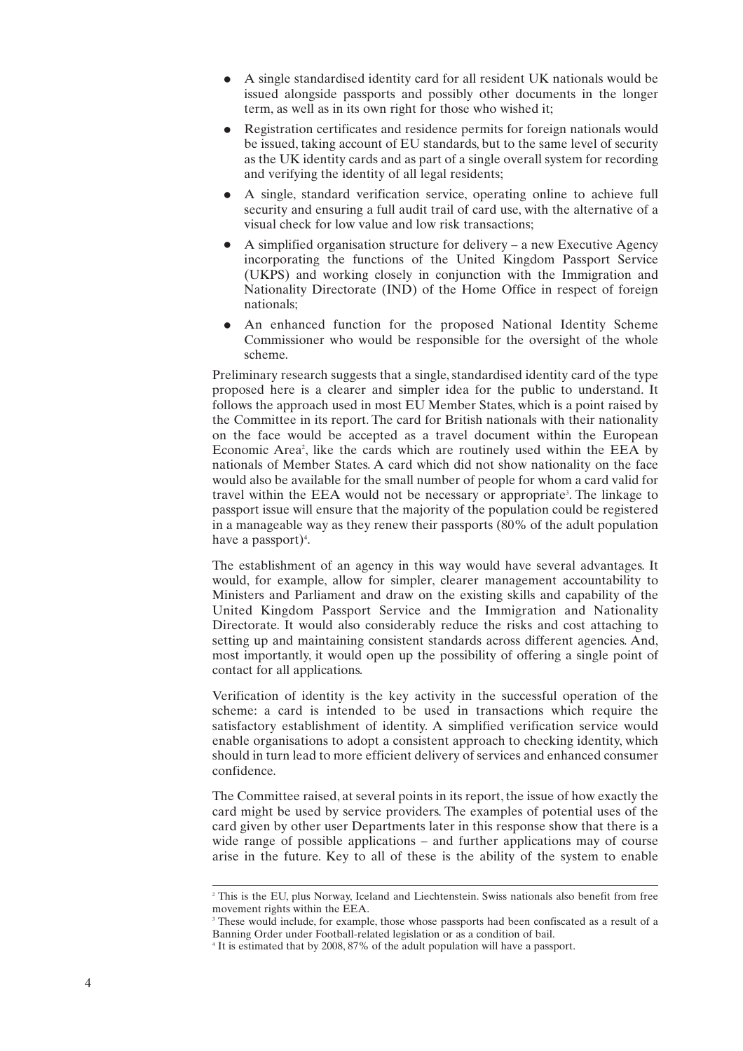- A single standardised identity card for all resident UK nationals would be issued alongside passports and possibly other documents in the longer term, as well as in its own right for those who wished it;
- Registration certificates and residence permits for foreign nationals would be issued, taking account of EU standards, but to the same level of security as the UK identity cards and as part of a single overall system for recording and verifying the identity of all legal residents;
- A single, standard verification service, operating online to achieve full security and ensuring a full audit trail of card use, with the alternative of a visual check for low value and low risk transactions;
- A simplified organisation structure for delivery – a new Executive Agency incorporating the functions of the United Kingdom Passport Service (UKPS) and working closely in conjunction with the Immigration and Nationality Directorate (IND) of the Home Office in respect of foreign nationals;
- An enhanced function for the proposed National Identity Scheme Commissioner who would be responsible for the oversight of the whole scheme.

Preliminary research suggests that a single, standardised identity card of the type proposed here is a clearer and simpler idea for the public to understand. It follows the approach used in most EU Member States, which is a point raised by the Committee in its report. The card for British nationals with their nationality on the face would be accepted as a travel document within the European Economic Area[2], like the cards which are routinely used within the EEA by nationals of Member States. A card which did not show nationality on the face would also be available for the small number of people for whom a card valid for travel within the EEA would not be necessary or appropriate[3]. The linkage to passport issue will ensure that the majority of the population could be registered in a manageable way as they renew their passports (80% of the adult population have a passport)[4].

The establishment of an agency in this way would have several advantages. It would, for example, allow for simpler, clearer management accountability to Ministers and Parliament and draw on the existing skills and capability of the United Kingdom Passport Service and the Immigration and Nationality Directorate. It would also considerably reduce the risks and cost attaching to setting up and maintaining consistent standards across different agencies. And, most importantly, it would open up the possibility of offering a single point of contact for all applications.

Verification of identity is the key activity in the successful operation of the scheme: a card is intended to be used in transactions which require the satisfactory establishment of identity. A simplified verification service would enable organisations to adopt a consistent approach to checking identity, which should in turn lead to more efficient delivery of services and enhanced consumer confidence.

The Committee raised, at several points in its report, the issue of how exactly the card might be used by service providers. The examples of potential uses of the card given by other user Departments later in this response show that there is a wide range of possible applications – and further applications may of course arise in the future. Key to all of these is the ability of the system to enable

---

[2] This is the EU, plus Norway, Iceland and Liechtenstein. Swiss nationals also benefit from free movement rights within the EEA.

[3] These would include, for example, those whose passports had been confiscated as a result of a Banning Order under Football-related legislation or as a condition of bail.

[4] It is estimated that by 2008, 87% of the adult population will have a passport.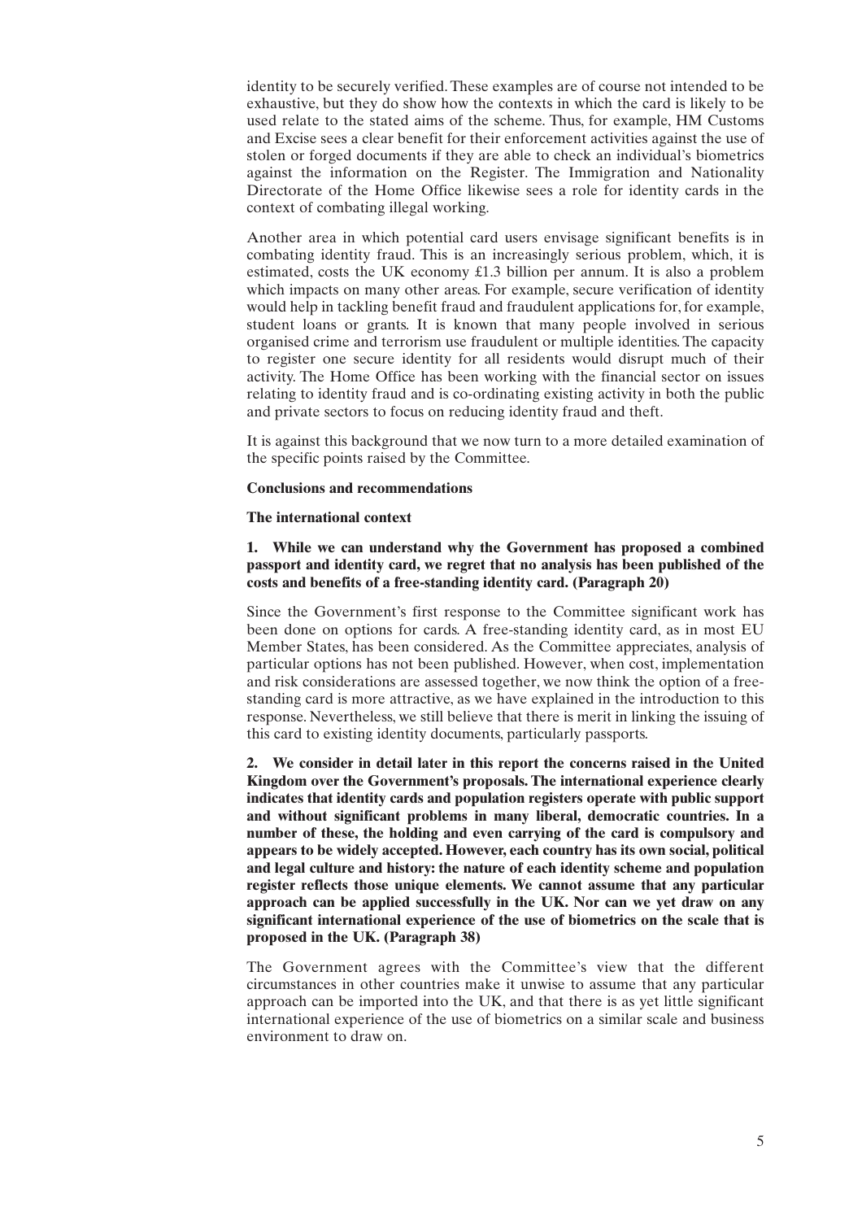identity to be securely verified. These examples are of course not intended to be exhaustive, but they do show how the contexts in which the card is likely to be used relate to the stated aims of the scheme. Thus, for example, HM Customs and Excise sees a clear benefit for their enforcement activities against the use of stolen or forged documents if they are able to check an individual's biometrics against the information on the Register. The Immigration and Nationality Directorate of the Home Office likewise sees a role for identity cards in the context of combating illegal working.

Another area in which potential card users envisage significant benefits is in combating identity fraud. This is an increasingly serious problem, which, it is estimated, costs the UK economy £1.3 billion per annum. It is also a problem which impacts on many other areas. For example, secure verification of identity would help in tackling benefit fraud and fraudulent applications for, for example, student loans or grants. It is known that many people involved in serious organised crime and terrorism use fraudulent or multiple identities. The capacity to register one secure identity for all residents would disrupt much of their activity. The Home Office has been working with the financial sector on issues relating to identity fraud and is co-ordinating existing activity in both the public and private sectors to focus on reducing identity fraud and theft.

It is against this background that we now turn to a more detailed examination of the specific points raised by the Committee.

**Conclusions and recommendations**

**The international context**

**1. While we can understand why the Government has proposed a combined passport and identity card, we regret that no analysis has been published of the costs and benefits of a free-standing identity card. (Paragraph 20)**

Since the Government's first response to the Committee significant work has been done on options for cards. A free-standing identity card, as in most EU Member States, has been considered. As the Committee appreciates, analysis of particular options has not been published. However, when cost, implementation and risk considerations are assessed together, we now think the option of a free-standing card is more attractive, as we have explained in the introduction to this response. Nevertheless, we still believe that there is merit in linking the issuing of this card to existing identity documents, particularly passports.

**2. We consider in detail later in this report the concerns raised in the United Kingdom over the Government's proposals. The international experience clearly indicates that identity cards and population registers operate with public support and without significant problems in many liberal, democratic countries. In a number of these, the holding and even carrying of the card is compulsory and appears to be widely accepted. However, each country has its own social, political and legal culture and history: the nature of each identity scheme and population register reflects those unique elements. We cannot assume that any particular approach can be applied successfully in the UK. Nor can we yet draw on any significant international experience of the use of biometrics on the scale that is proposed in the UK. (Paragraph 38)**

The Government agrees with the Committee's view that the different circumstances in other countries make it unwise to assume that any particular approach can be imported into the UK, and that there is as yet little significant international experience of the use of biometrics on a similar scale and business environment to draw on.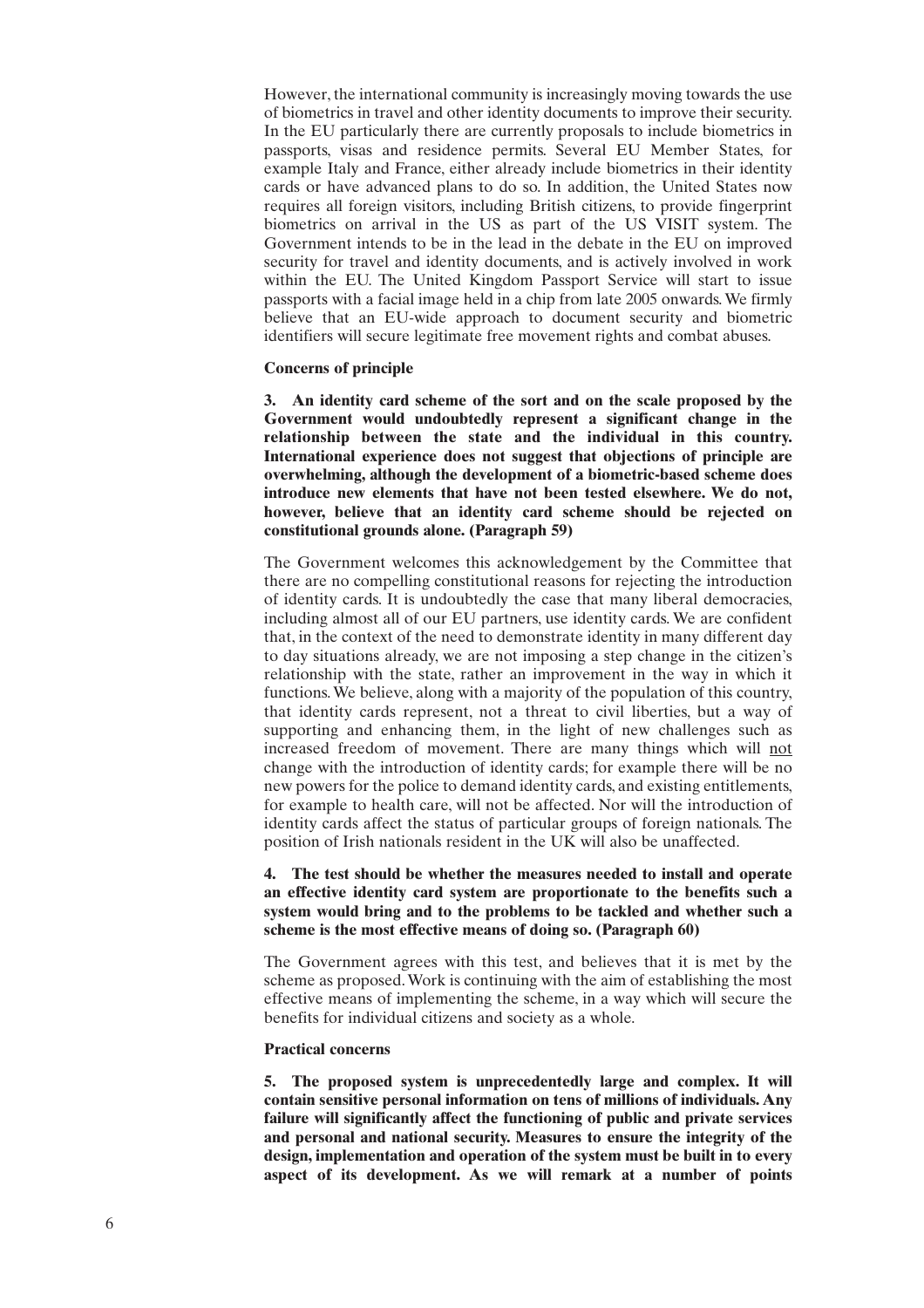However, the international community is increasingly moving towards the use of biometrics in travel and other identity documents to improve their security. In the EU particularly there are currently proposals to include biometrics in passports, visas and residence permits. Several EU Member States, for example Italy and France, either already include biometrics in their identity cards or have advanced plans to do so. In addition, the United States now requires all foreign visitors, including British citizens, to provide fingerprint biometrics on arrival in the US as part of the US VISIT system. The Government intends to be in the lead in the debate in the EU on improved security for travel and identity documents, and is actively involved in work within the EU. The United Kingdom Passport Service will start to issue passports with a facial image held in a chip from late 2005 onwards. We firmly believe that an EU-wide approach to document security and biometric identifiers will secure legitimate free movement rights and combat abuses.

**Concerns of principle**

**3. An identity card scheme of the sort and on the scale proposed by the Government would undoubtedly represent a significant change in the relationship between the state and the individual in this country. International experience does not suggest that objections of principle are overwhelming, although the development of a biometric-based scheme does introduce new elements that have not been tested elsewhere. We do not, however, believe that an identity card scheme should be rejected on constitutional grounds alone. (Paragraph 59)**

The Government welcomes this acknowledgement by the Committee that there are no compelling constitutional reasons for rejecting the introduction of identity cards. It is undoubtedly the case that many liberal democracies, including almost all of our EU partners, use identity cards. We are confident that, in the context of the need to demonstrate identity in many different day to day situations already, we are not imposing a step change in the citizen's relationship with the state, rather an improvement in the way in which it functions. We believe, along with a majority of the population of this country, that identity cards represent, not a threat to civil liberties, but a way of supporting and enhancing them, in the light of new challenges such as increased freedom of movement. There are many things which will <u>not</u> change with the introduction of identity cards; for example there will be no new powers for the police to demand identity cards, and existing entitlements, for example to health care, will not be affected. Nor will the introduction of identity cards affect the status of particular groups of foreign nationals. The position of Irish nationals resident in the UK will also be unaffected.

**4. The test should be whether the measures needed to install and operate an effective identity card system are proportionate to the benefits such a system would bring and to the problems to be tackled and whether such a scheme is the most effective means of doing so. (Paragraph 60)**

The Government agrees with this test, and believes that it is met by the scheme as proposed. Work is continuing with the aim of establishing the most effective means of implementing the scheme, in a way which will secure the benefits for individual citizens and society as a whole.

**Practical concerns**

**5. The proposed system is unprecedentedly large and complex. It will contain sensitive personal information on tens of millions of individuals. Any failure will significantly affect the functioning of public and private services and personal and national security. Measures to ensure the integrity of the design, implementation and operation of the system must be built in to every aspect of its development. As we will remark at a number of points**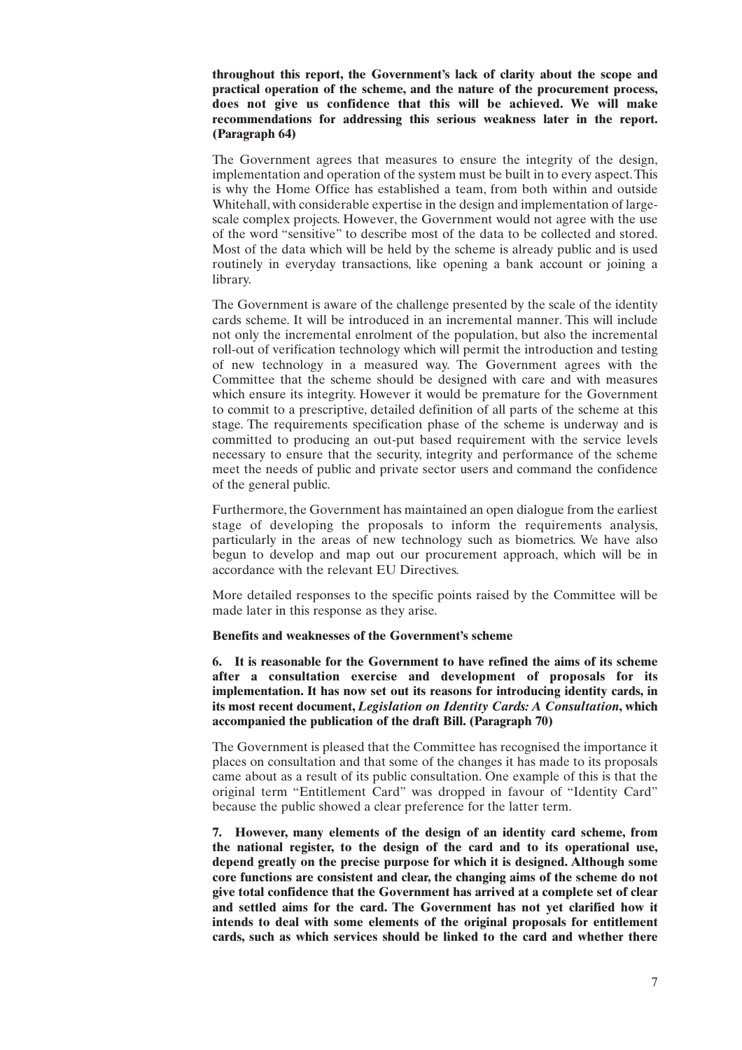**throughout this report, the Government's lack of clarity about the scope and practical operation of the scheme, and the nature of the procurement process, does not give us confidence that this will be achieved. We will make recommendations for addressing this serious weakness later in the report. (Paragraph 64)**

The Government agrees that measures to ensure the integrity of the design, implementation and operation of the system must be built in to every aspect. This is why the Home Office has established a team, from both within and outside Whitehall, with considerable expertise in the design and implementation of large-scale complex projects. However, the Government would not agree with the use of the word "sensitive" to describe most of the data to be collected and stored. Most of the data which will be held by the scheme is already public and is used routinely in everyday transactions, like opening a bank account or joining a library.

The Government is aware of the challenge presented by the scale of the identity cards scheme. It will be introduced in an incremental manner. This will include not only the incremental enrolment of the population, but also the incremental roll-out of verification technology which will permit the introduction and testing of new technology in a measured way. The Government agrees with the Committee that the scheme should be designed with care and with measures which ensure its integrity. However it would be premature for the Government to commit to a prescriptive, detailed definition of all parts of the scheme at this stage. The requirements specification phase of the scheme is underway and is committed to producing an out-put based requirement with the service levels necessary to ensure that the security, integrity and performance of the scheme meet the needs of public and private sector users and command the confidence of the general public.

Furthermore, the Government has maintained an open dialogue from the earliest stage of developing the proposals to inform the requirements analysis, particularly in the areas of new technology such as biometrics. We have also begun to develop and map out our procurement approach, which will be in accordance with the relevant EU Directives.

More detailed responses to the specific points raised by the Committee will be made later in this response as they arise.

**Benefits and weaknesses of the Government's scheme**

**6. It is reasonable for the Government to have refined the aims of its scheme after a consultation exercise and development of proposals for its implementation. It has now set out its reasons for introducing identity cards, in its most recent document, *Legislation on Identity Cards: A Consultation*, which accompanied the publication of the draft Bill. (Paragraph 70)**

The Government is pleased that the Committee has recognised the importance it places on consultation and that some of the changes it has made to its proposals came about as a result of its public consultation. One example of this is that the original term "Entitlement Card" was dropped in favour of "Identity Card" because the public showed a clear preference for the latter term.

**7. However, many elements of the design of an identity card scheme, from the national register, to the design of the card and to its operational use, depend greatly on the precise purpose for which it is designed. Although some core functions are consistent and clear, the changing aims of the scheme do not give total confidence that the Government has arrived at a complete set of clear and settled aims for the card. The Government has not yet clarified how it intends to deal with some elements of the original proposals for entitlement cards, such as which services should be linked to the card and whether there**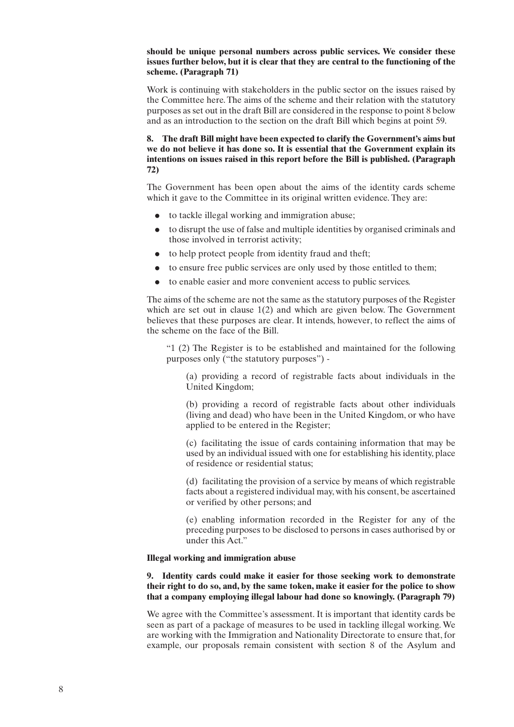**should be unique personal numbers across public services. We consider these issues further below, but it is clear that they are central to the functioning of the scheme. (Paragraph 71)**

Work is continuing with stakeholders in the public sector on the issues raised by the Committee here. The aims of the scheme and their relation with the statutory purposes as set out in the draft Bill are considered in the response to point 8 below and as an introduction to the section on the draft Bill which begins at point 59.

**8. The draft Bill might have been expected to clarify the Government's aims but we do not believe it has done so. It is essential that the Government explain its intentions on issues raised in this report before the Bill is published. (Paragraph 72)**

The Government has been open about the aims of the identity cards scheme which it gave to the Committee in its original written evidence. They are:

- to tackle illegal working and immigration abuse;
- to disrupt the use of false and multiple identities by organised criminals and those involved in terrorist activity;
- to help protect people from identity fraud and theft;
- to ensure free public services are only used by those entitled to them;
- to enable easier and more convenient access to public services.

The aims of the scheme are not the same as the statutory purposes of the Register which are set out in clause 1(2) and which are given below. The Government believes that these purposes are clear. It intends, however, to reflect the aims of the scheme on the face of the Bill.

> "1 (2) The Register is to be established and maintained for the following purposes only ("the statutory purposes") -
>
> (a) providing a record of registrable facts about individuals in the United Kingdom;
>
> (b) providing a record of registrable facts about other individuals (living and dead) who have been in the United Kingdom, or who have applied to be entered in the Register;
>
> (c) facilitating the issue of cards containing information that may be used by an individual issued with one for establishing his identity, place of residence or residential status;
>
> (d) facilitating the provision of a service by means of which registrable facts about a registered individual may, with his consent, be ascertained or verified by other persons; and
>
> (e) enabling information recorded in the Register for any of the preceding purposes to be disclosed to persons in cases authorised by or under this Act."

**Illegal working and immigration abuse**

**9. Identity cards could make it easier for those seeking work to demonstrate their right to do so, and, by the same token, make it easier for the police to show that a company employing illegal labour had done so knowingly. (Paragraph 79)**

We agree with the Committee's assessment. It is important that identity cards be seen as part of a package of measures to be used in tackling illegal working. We are working with the Immigration and Nationality Directorate to ensure that, for example, our proposals remain consistent with section 8 of the Asylum and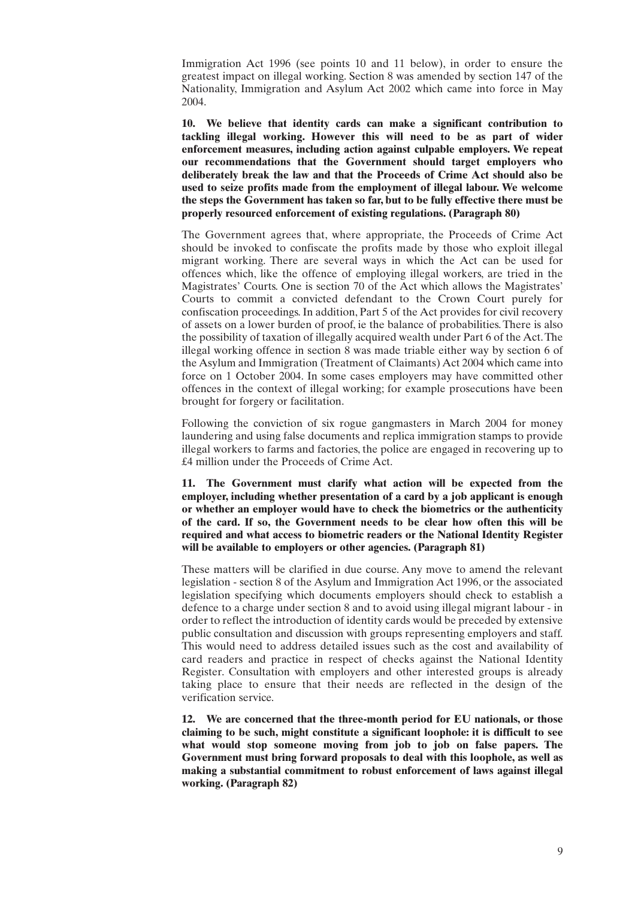Immigration Act 1996 (see points 10 and 11 below), in order to ensure the greatest impact on illegal working. Section 8 was amended by section 147 of the Nationality, Immigration and Asylum Act 2002 which came into force in May 2004.

**10. We believe that identity cards can make a significant contribution to tackling illegal working. However this will need to be as part of wider enforcement measures, including action against culpable employers. We repeat our recommendations that the Government should target employers who deliberately break the law and that the Proceeds of Crime Act should also be used to seize profits made from the employment of illegal labour. We welcome the steps the Government has taken so far, but to be fully effective there must be properly resourced enforcement of existing regulations. (Paragraph 80)**

The Government agrees that, where appropriate, the Proceeds of Crime Act should be invoked to confiscate the profits made by those who exploit illegal migrant working. There are several ways in which the Act can be used for offences which, like the offence of employing illegal workers, are tried in the Magistrates' Courts. One is section 70 of the Act which allows the Magistrates' Courts to commit a convicted defendant to the Crown Court purely for confiscation proceedings. In addition, Part 5 of the Act provides for civil recovery of assets on a lower burden of proof, ie the balance of probabilities. There is also the possibility of taxation of illegally acquired wealth under Part 6 of the Act. The illegal working offence in section 8 was made triable either way by section 6 of the Asylum and Immigration (Treatment of Claimants) Act 2004 which came into force on 1 October 2004. In some cases employers may have committed other offences in the context of illegal working; for example prosecutions have been brought for forgery or facilitation.

Following the conviction of six rogue gangmasters in March 2004 for money laundering and using false documents and replica immigration stamps to provide illegal workers to farms and factories, the police are engaged in recovering up to £4 million under the Proceeds of Crime Act.

**11. The Government must clarify what action will be expected from the employer, including whether presentation of a card by a job applicant is enough or whether an employer would have to check the biometrics or the authenticity of the card. If so, the Government needs to be clear how often this will be required and what access to biometric readers or the National Identity Register will be available to employers or other agencies. (Paragraph 81)**

These matters will be clarified in due course. Any move to amend the relevant legislation - section 8 of the Asylum and Immigration Act 1996, or the associated legislation specifying which documents employers should check to establish a defence to a charge under section 8 and to avoid using illegal migrant labour - in order to reflect the introduction of identity cards would be preceded by extensive public consultation and discussion with groups representing employers and staff. This would need to address detailed issues such as the cost and availability of card readers and practice in respect of checks against the National Identity Register. Consultation with employers and other interested groups is already taking place to ensure that their needs are reflected in the design of the verification service.

**12. We are concerned that the three-month period for EU nationals, or those claiming to be such, might constitute a significant loophole: it is difficult to see what would stop someone moving from job to job on false papers. The Government must bring forward proposals to deal with this loophole, as well as making a substantial commitment to robust enforcement of laws against illegal working. (Paragraph 82)**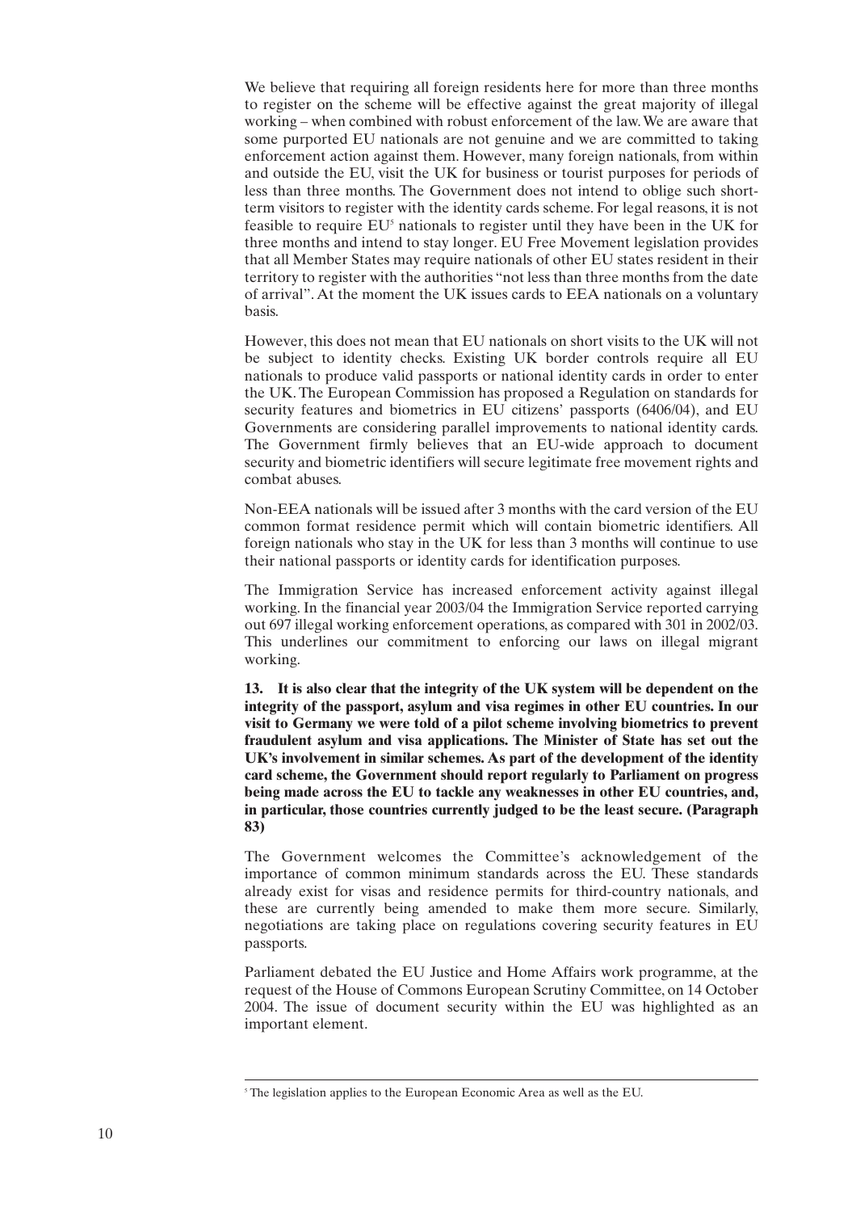We believe that requiring all foreign residents here for more than three months to register on the scheme will be effective against the great majority of illegal working – when combined with robust enforcement of the law. We are aware that some purported EU nationals are not genuine and we are committed to taking enforcement action against them. However, many foreign nationals, from within and outside the EU, visit the UK for business or tourist purposes for periods of less than three months. The Government does not intend to oblige such short-term visitors to register with the identity cards scheme. For legal reasons, it is not feasible to require EU[5] nationals to register until they have been in the UK for three months and intend to stay longer. EU Free Movement legislation provides that all Member States may require nationals of other EU states resident in their territory to register with the authorities "not less than three months from the date of arrival". At the moment the UK issues cards to EEA nationals on a voluntary basis.

However, this does not mean that EU nationals on short visits to the UK will not be subject to identity checks. Existing UK border controls require all EU nationals to produce valid passports or national identity cards in order to enter the UK. The European Commission has proposed a Regulation on standards for security features and biometrics in EU citizens' passports (6406/04), and EU Governments are considering parallel improvements to national identity cards. The Government firmly believes that an EU-wide approach to document security and biometric identifiers will secure legitimate free movement rights and combat abuses.

Non-EEA nationals will be issued after 3 months with the card version of the EU common format residence permit which will contain biometric identifiers. All foreign nationals who stay in the UK for less than 3 months will continue to use their national passports or identity cards for identification purposes.

The Immigration Service has increased enforcement activity against illegal working. In the financial year 2003/04 the Immigration Service reported carrying out 697 illegal working enforcement operations, as compared with 301 in 2002/03. This underlines our commitment to enforcing our laws on illegal migrant working.

**13. It is also clear that the integrity of the UK system will be dependent on the integrity of the passport, asylum and visa regimes in other EU countries. In our visit to Germany we were told of a pilot scheme involving biometrics to prevent fraudulent asylum and visa applications. The Minister of State has set out the UK's involvement in similar schemes. As part of the development of the identity card scheme, the Government should report regularly to Parliament on progress being made across the EU to tackle any weaknesses in other EU countries, and, in particular, those countries currently judged to be the least secure. (Paragraph 83)**

The Government welcomes the Committee's acknowledgement of the importance of common minimum standards across the EU. These standards already exist for visas and residence permits for third-country nationals, and these are currently being amended to make them more secure. Similarly, negotiations are taking place on regulations covering security features in EU passports.

Parliament debated the EU Justice and Home Affairs work programme, at the request of the House of Commons European Scrutiny Committee, on 14 October 2004. The issue of document security within the EU was highlighted as an important element.

---

[5] The legislation applies to the European Economic Area as well as the EU.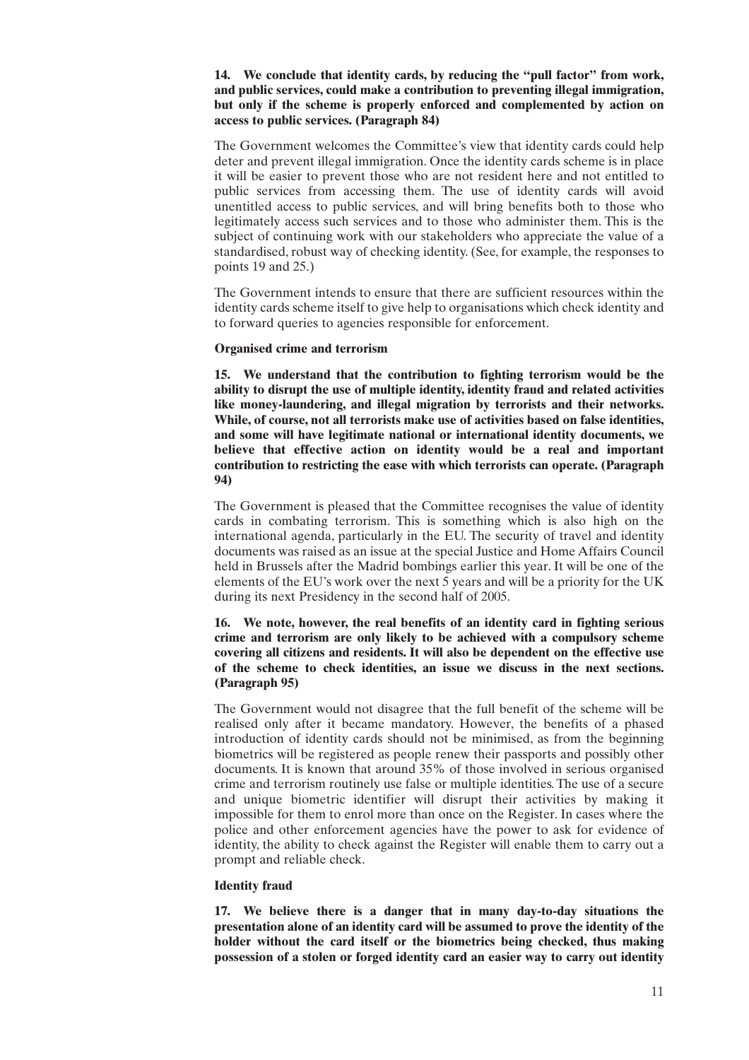**14. We conclude that identity cards, by reducing the "pull factor" from work, and public services, could make a contribution to preventing illegal immigration, but only if the scheme is properly enforced and complemented by action on access to public services. (Paragraph 84)**

The Government welcomes the Committee's view that identity cards could help deter and prevent illegal immigration. Once the identity cards scheme is in place it will be easier to prevent those who are not resident here and not entitled to public services from accessing them. The use of identity cards will avoid unentitled access to public services, and will bring benefits both to those who legitimately access such services and to those who administer them. This is the subject of continuing work with our stakeholders who appreciate the value of a standardised, robust way of checking identity. (See, for example, the responses to points 19 and 25.)

The Government intends to ensure that there are sufficient resources within the identity cards scheme itself to give help to organisations which check identity and to forward queries to agencies responsible for enforcement.

**Organised crime and terrorism**

**15. We understand that the contribution to fighting terrorism would be the ability to disrupt the use of multiple identity, identity fraud and related activities like money-laundering, and illegal migration by terrorists and their networks. While, of course, not all terrorists make use of activities based on false identities, and some will have legitimate national or international identity documents, we believe that effective action on identity would be a real and important contribution to restricting the ease with which terrorists can operate. (Paragraph 94)**

The Government is pleased that the Committee recognises the value of identity cards in combating terrorism. This is something which is also high on the international agenda, particularly in the EU. The security of travel and identity documents was raised as an issue at the special Justice and Home Affairs Council held in Brussels after the Madrid bombings earlier this year. It will be one of the elements of the EU's work over the next 5 years and will be a priority for the UK during its next Presidency in the second half of 2005.

**16. We note, however, the real benefits of an identity card in fighting serious crime and terrorism are only likely to be achieved with a compulsory scheme covering all citizens and residents. It will also be dependent on the effective use of the scheme to check identities, an issue we discuss in the next sections. (Paragraph 95)**

The Government would not disagree that the full benefit of the scheme will be realised only after it became mandatory. However, the benefits of a phased introduction of identity cards should not be minimised, as from the beginning biometrics will be registered as people renew their passports and possibly other documents. It is known that around 35% of those involved in serious organised crime and terrorism routinely use false or multiple identities. The use of a secure and unique biometric identifier will disrupt their activities by making it impossible for them to enrol more than once on the Register. In cases where the police and other enforcement agencies have the power to ask for evidence of identity, the ability to check against the Register will enable them to carry out a prompt and reliable check.

**Identity fraud**

**17. We believe there is a danger that in many day-to-day situations the presentation alone of an identity card will be assumed to prove the identity of the holder without the card itself or the biometrics being checked, thus making possession of a stolen or forged identity card an easier way to carry out identity**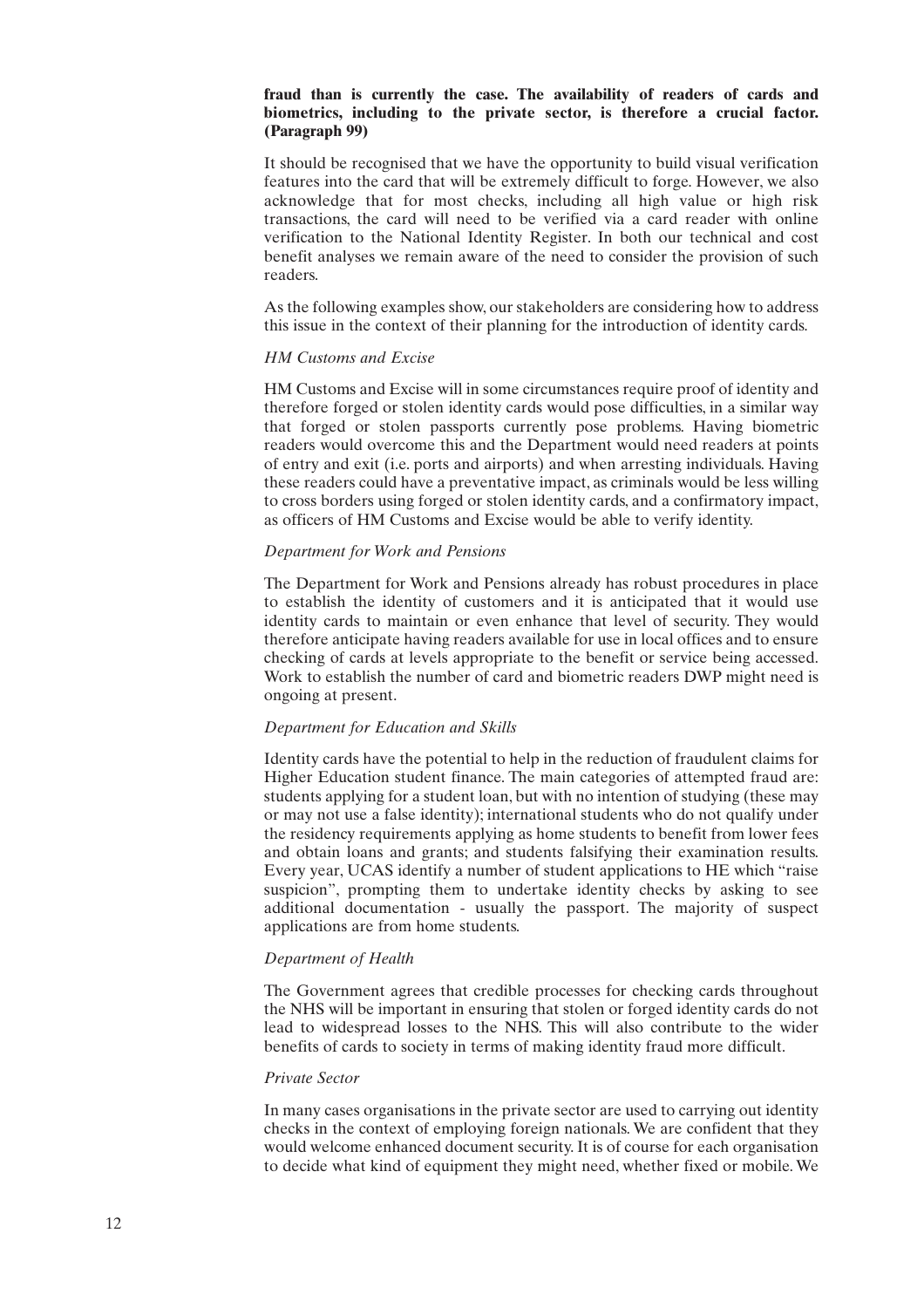**fraud than is currently the case. The availability of readers of cards and biometrics, including to the private sector, is therefore a crucial factor. (Paragraph 99)**

It should be recognised that we have the opportunity to build visual verification features into the card that will be extremely difficult to forge. However, we also acknowledge that for most checks, including all high value or high risk transactions, the card will need to be verified via a card reader with online verification to the National Identity Register. In both our technical and cost benefit analyses we remain aware of the need to consider the provision of such readers.

As the following examples show, our stakeholders are considering how to address this issue in the context of their planning for the introduction of identity cards.

*HM Customs and Excise*

HM Customs and Excise will in some circumstances require proof of identity and therefore forged or stolen identity cards would pose difficulties, in a similar way that forged or stolen passports currently pose problems. Having biometric readers would overcome this and the Department would need readers at points of entry and exit (i.e. ports and airports) and when arresting individuals. Having these readers could have a preventative impact, as criminals would be less willing to cross borders using forged or stolen identity cards, and a confirmatory impact, as officers of HM Customs and Excise would be able to verify identity.

*Department for Work and Pensions*

The Department for Work and Pensions already has robust procedures in place to establish the identity of customers and it is anticipated that it would use identity cards to maintain or even enhance that level of security. They would therefore anticipate having readers available for use in local offices and to ensure checking of cards at levels appropriate to the benefit or service being accessed. Work to establish the number of card and biometric readers DWP might need is ongoing at present.

*Department for Education and Skills*

Identity cards have the potential to help in the reduction of fraudulent claims for Higher Education student finance. The main categories of attempted fraud are: students applying for a student loan, but with no intention of studying (these may or may not use a false identity); international students who do not qualify under the residency requirements applying as home students to benefit from lower fees and obtain loans and grants; and students falsifying their examination results. Every year, UCAS identify a number of student applications to HE which "raise suspicion", prompting them to undertake identity checks by asking to see additional documentation - usually the passport. The majority of suspect applications are from home students.

*Department of Health*

The Government agrees that credible processes for checking cards throughout the NHS will be important in ensuring that stolen or forged identity cards do not lead to widespread losses to the NHS. This will also contribute to the wider benefits of cards to society in terms of making identity fraud more difficult.

*Private Sector*

In many cases organisations in the private sector are used to carrying out identity checks in the context of employing foreign nationals. We are confident that they would welcome enhanced document security. It is of course for each organisation to decide what kind of equipment they might need, whether fixed or mobile. We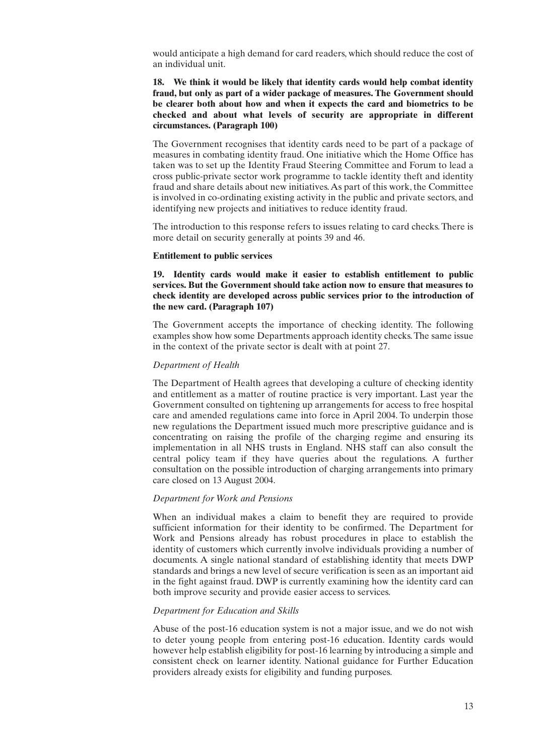would anticipate a high demand for card readers, which should reduce the cost of an individual unit.

**18. We think it would be likely that identity cards would help combat identity fraud, but only as part of a wider package of measures. The Government should be clearer both about how and when it expects the card and biometrics to be checked and about what levels of security are appropriate in different circumstances. (Paragraph 100)**

The Government recognises that identity cards need to be part of a package of measures in combating identity fraud. One initiative which the Home Office has taken was to set up the Identity Fraud Steering Committee and Forum to lead a cross public-private sector work programme to tackle identity theft and identity fraud and share details about new initiatives. As part of this work, the Committee is involved in co-ordinating existing activity in the public and private sectors, and identifying new projects and initiatives to reduce identity fraud.

The introduction to this response refers to issues relating to card checks. There is more detail on security generally at points 39 and 46.

**Entitlement to public services**

**19. Identity cards would make it easier to establish entitlement to public services. But the Government should take action now to ensure that measures to check identity are developed across public services prior to the introduction of the new card. (Paragraph 107)**

The Government accepts the importance of checking identity. The following examples show how some Departments approach identity checks. The same issue in the context of the private sector is dealt with at point 27.

*Department of Health*

The Department of Health agrees that developing a culture of checking identity and entitlement as a matter of routine practice is very important. Last year the Government consulted on tightening up arrangements for access to free hospital care and amended regulations came into force in April 2004. To underpin those new regulations the Department issued much more prescriptive guidance and is concentrating on raising the profile of the charging regime and ensuring its implementation in all NHS trusts in England. NHS staff can also consult the central policy team if they have queries about the regulations. A further consultation on the possible introduction of charging arrangements into primary care closed on 13 August 2004.

*Department for Work and Pensions*

When an individual makes a claim to benefit they are required to provide sufficient information for their identity to be confirmed. The Department for Work and Pensions already has robust procedures in place to establish the identity of customers which currently involve individuals providing a number of documents. A single national standard of establishing identity that meets DWP standards and brings a new level of secure verification is seen as an important aid in the fight against fraud. DWP is currently examining how the identity card can both improve security and provide easier access to services.

*Department for Education and Skills*

Abuse of the post-16 education system is not a major issue, and we do not wish to deter young people from entering post-16 education. Identity cards would however help establish eligibility for post-16 learning by introducing a simple and consistent check on learner identity. National guidance for Further Education providers already exists for eligibility and funding purposes.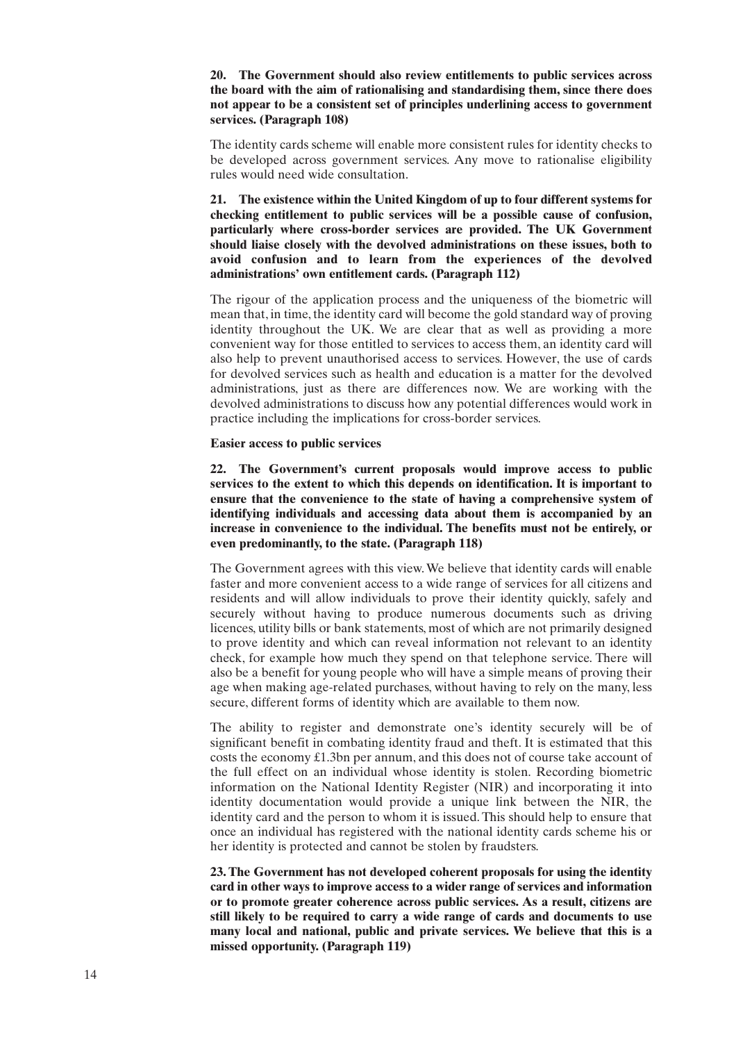**20. The Government should also review entitlements to public services across the board with the aim of rationalising and standardising them, since there does not appear to be a consistent set of principles underlining access to government services. (Paragraph 108)**

The identity cards scheme will enable more consistent rules for identity checks to be developed across government services. Any move to rationalise eligibility rules would need wide consultation.

**21. The existence within the United Kingdom of up to four different systems for checking entitlement to public services will be a possible cause of confusion, particularly where cross-border services are provided. The UK Government should liaise closely with the devolved administrations on these issues, both to avoid confusion and to learn from the experiences of the devolved administrations' own entitlement cards. (Paragraph 112)**

The rigour of the application process and the uniqueness of the biometric will mean that, in time, the identity card will become the gold standard way of proving identity throughout the UK. We are clear that as well as providing a more convenient way for those entitled to services to access them, an identity card will also help to prevent unauthorised access to services. However, the use of cards for devolved services such as health and education is a matter for the devolved administrations, just as there are differences now. We are working with the devolved administrations to discuss how any potential differences would work in practice including the implications for cross-border services.

**Easier access to public services**

**22. The Government's current proposals would improve access to public services to the extent to which this depends on identification. It is important to ensure that the convenience to the state of having a comprehensive system of identifying individuals and accessing data about them is accompanied by an increase in convenience to the individual. The benefits must not be entirely, or even predominantly, to the state. (Paragraph 118)**

The Government agrees with this view. We believe that identity cards will enable faster and more convenient access to a wide range of services for all citizens and residents and will allow individuals to prove their identity quickly, safely and securely without having to produce numerous documents such as driving licences, utility bills or bank statements, most of which are not primarily designed to prove identity and which can reveal information not relevant to an identity check, for example how much they spend on that telephone service. There will also be a benefit for young people who will have a simple means of proving their age when making age-related purchases, without having to rely on the many, less secure, different forms of identity which are available to them now.

The ability to register and demonstrate one's identity securely will be of significant benefit in combating identity fraud and theft. It is estimated that this costs the economy £1.3bn per annum, and this does not of course take account of the full effect on an individual whose identity is stolen. Recording biometric information on the National Identity Register (NIR) and incorporating it into identity documentation would provide a unique link between the NIR, the identity card and the person to whom it is issued. This should help to ensure that once an individual has registered with the national identity cards scheme his or her identity is protected and cannot be stolen by fraudsters.

**23. The Government has not developed coherent proposals for using the identity card in other ways to improve access to a wider range of services and information or to promote greater coherence across public services. As a result, citizens are still likely to be required to carry a wide range of cards and documents to use many local and national, public and private services. We believe that this is a missed opportunity. (Paragraph 119)**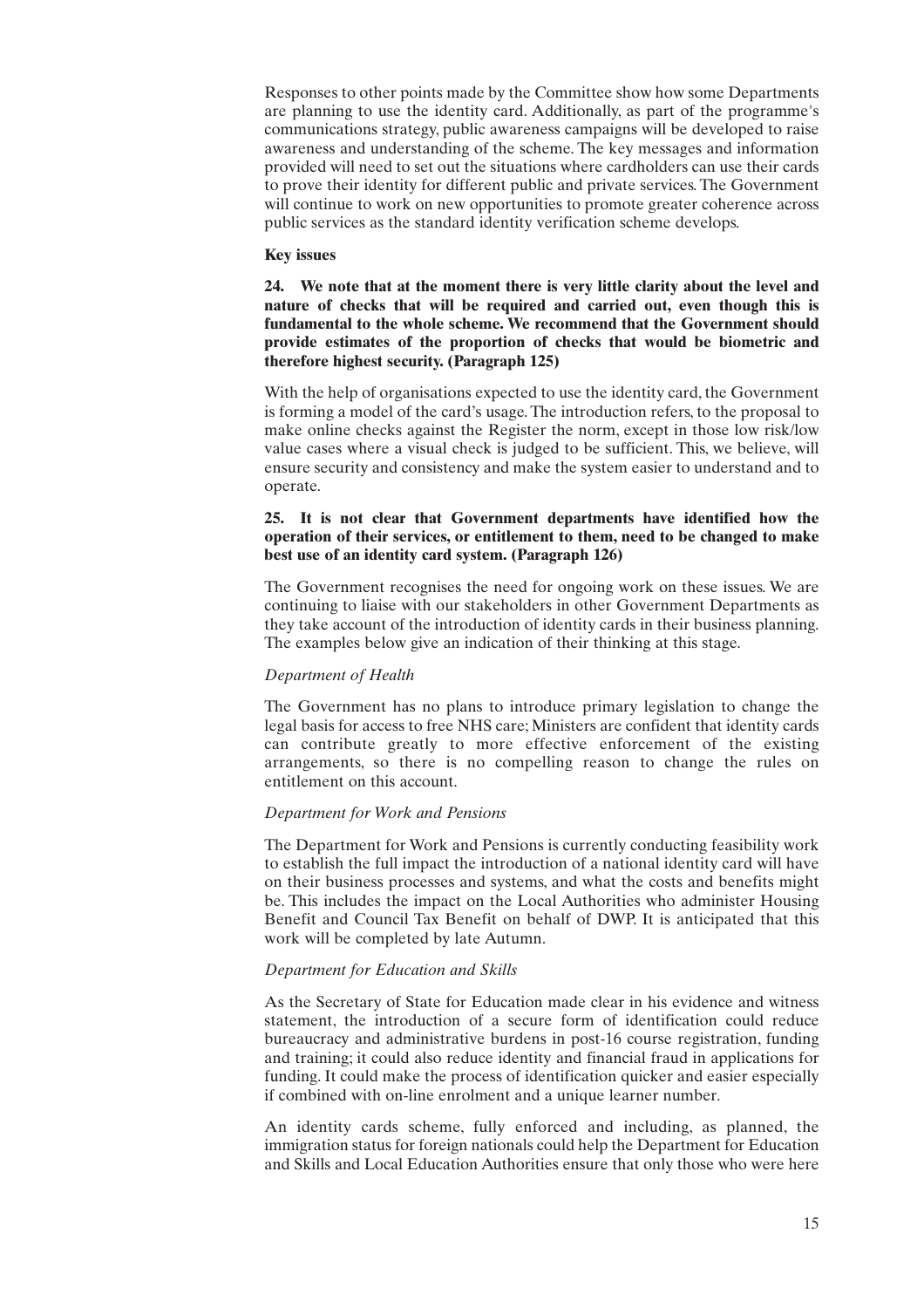Responses to other points made by the Committee show how some Departments are planning to use the identity card. Additionally, as part of the programme's communications strategy, public awareness campaigns will be developed to raise awareness and understanding of the scheme. The key messages and information provided will need to set out the situations where cardholders can use their cards to prove their identity for different public and private services. The Government will continue to work on new opportunities to promote greater coherence across public services as the standard identity verification scheme develops.

**Key issues**

**24. We note that at the moment there is very little clarity about the level and nature of checks that will be required and carried out, even though this is fundamental to the whole scheme. We recommend that the Government should provide estimates of the proportion of checks that would be biometric and therefore highest security. (Paragraph 125)**

With the help of organisations expected to use the identity card, the Government is forming a model of the card's usage. The introduction refers, to the proposal to make online checks against the Register the norm, except in those low risk/low value cases where a visual check is judged to be sufficient. This, we believe, will ensure security and consistency and make the system easier to understand and to operate.

**25. It is not clear that Government departments have identified how the operation of their services, or entitlement to them, need to be changed to make best use of an identity card system. (Paragraph 126)**

The Government recognises the need for ongoing work on these issues. We are continuing to liaise with our stakeholders in other Government Departments as they take account of the introduction of identity cards in their business planning. The examples below give an indication of their thinking at this stage.

*Department of Health*

The Government has no plans to introduce primary legislation to change the legal basis for access to free NHS care; Ministers are confident that identity cards can contribute greatly to more effective enforcement of the existing arrangements, so there is no compelling reason to change the rules on entitlement on this account.

*Department for Work and Pensions*

The Department for Work and Pensions is currently conducting feasibility work to establish the full impact the introduction of a national identity card will have on their business processes and systems, and what the costs and benefits might be. This includes the impact on the Local Authorities who administer Housing Benefit and Council Tax Benefit on behalf of DWP. It is anticipated that this work will be completed by late Autumn.

*Department for Education and Skills*

As the Secretary of State for Education made clear in his evidence and witness statement, the introduction of a secure form of identification could reduce bureaucracy and administrative burdens in post-16 course registration, funding and training; it could also reduce identity and financial fraud in applications for funding. It could make the process of identification quicker and easier especially if combined with on-line enrolment and a unique learner number.

An identity cards scheme, fully enforced and including, as planned, the immigration status for foreign nationals could help the Department for Education and Skills and Local Education Authorities ensure that only those who were here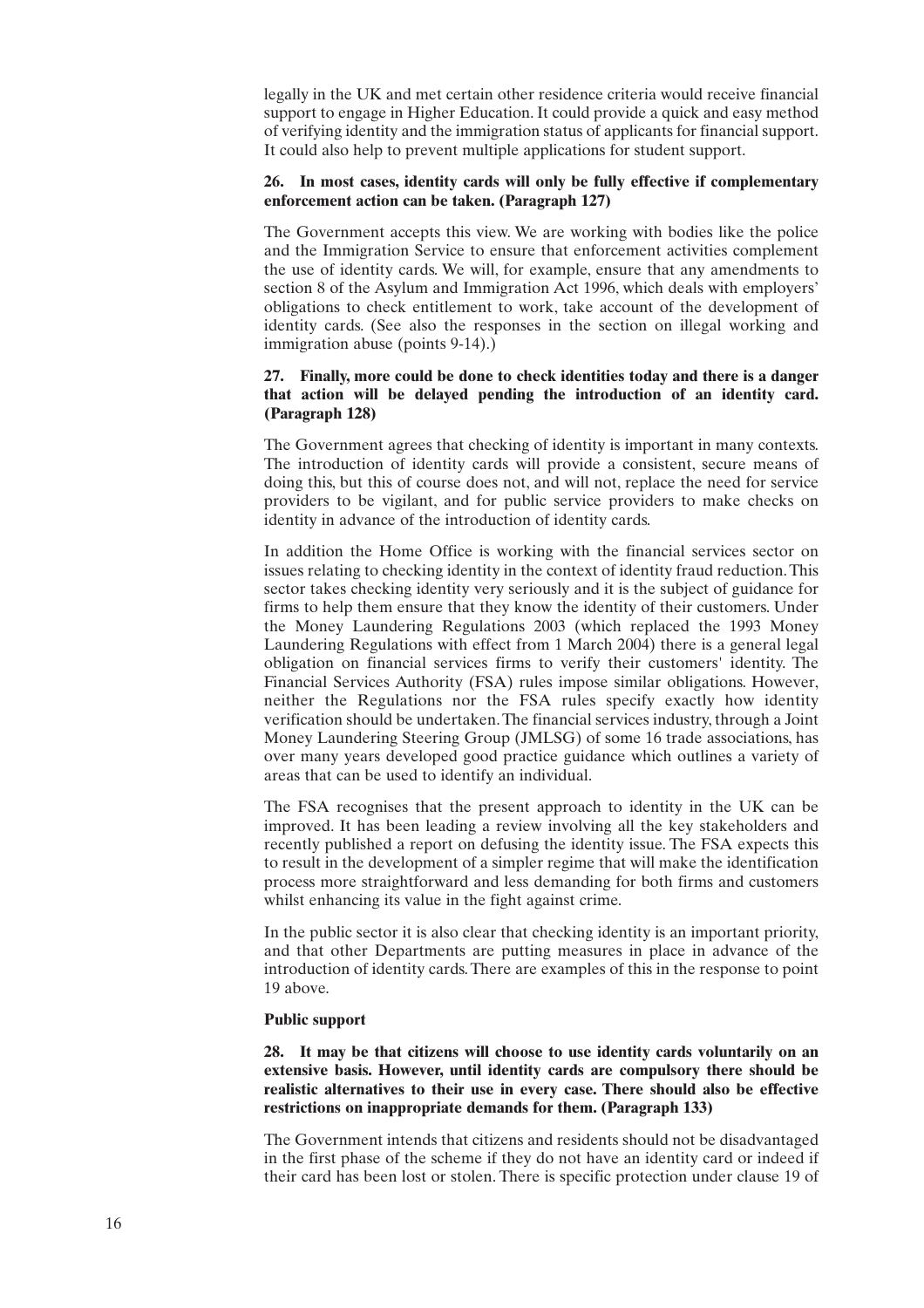legally in the UK and met certain other residence criteria would receive financial support to engage in Higher Education. It could provide a quick and easy method of verifying identity and the immigration status of applicants for financial support. It could also help to prevent multiple applications for student support.

**26. In most cases, identity cards will only be fully effective if complementary enforcement action can be taken. (Paragraph 127)**

The Government accepts this view. We are working with bodies like the police and the Immigration Service to ensure that enforcement activities complement the use of identity cards. We will, for example, ensure that any amendments to section 8 of the Asylum and Immigration Act 1996, which deals with employers' obligations to check entitlement to work, take account of the development of identity cards. (See also the responses in the section on illegal working and immigration abuse (points 9-14).)

**27. Finally, more could be done to check identities today and there is a danger that action will be delayed pending the introduction of an identity card. (Paragraph 128)**

The Government agrees that checking of identity is important in many contexts. The introduction of identity cards will provide a consistent, secure means of doing this, but this of course does not, and will not, replace the need for service providers to be vigilant, and for public service providers to make checks on identity in advance of the introduction of identity cards.

In addition the Home Office is working with the financial services sector on issues relating to checking identity in the context of identity fraud reduction. This sector takes checking identity very seriously and it is the subject of guidance for firms to help them ensure that they know the identity of their customers. Under the Money Laundering Regulations 2003 (which replaced the 1993 Money Laundering Regulations with effect from 1 March 2004) there is a general legal obligation on financial services firms to verify their customers' identity. The Financial Services Authority (FSA) rules impose similar obligations. However, neither the Regulations nor the FSA rules specify exactly how identity verification should be undertaken. The financial services industry, through a Joint Money Laundering Steering Group (JMLSG) of some 16 trade associations, has over many years developed good practice guidance which outlines a variety of areas that can be used to identify an individual.

The FSA recognises that the present approach to identity in the UK can be improved. It has been leading a review involving all the key stakeholders and recently published a report on defusing the identity issue. The FSA expects this to result in the development of a simpler regime that will make the identification process more straightforward and less demanding for both firms and customers whilst enhancing its value in the fight against crime.

In the public sector it is also clear that checking identity is an important priority, and that other Departments are putting measures in place in advance of the introduction of identity cards. There are examples of this in the response to point 19 above.

**Public support**

**28. It may be that citizens will choose to use identity cards voluntarily on an extensive basis. However, until identity cards are compulsory there should be realistic alternatives to their use in every case. There should also be effective restrictions on inappropriate demands for them. (Paragraph 133)**

The Government intends that citizens and residents should not be disadvantaged in the first phase of the scheme if they do not have an identity card or indeed if their card has been lost or stolen. There is specific protection under clause 19 of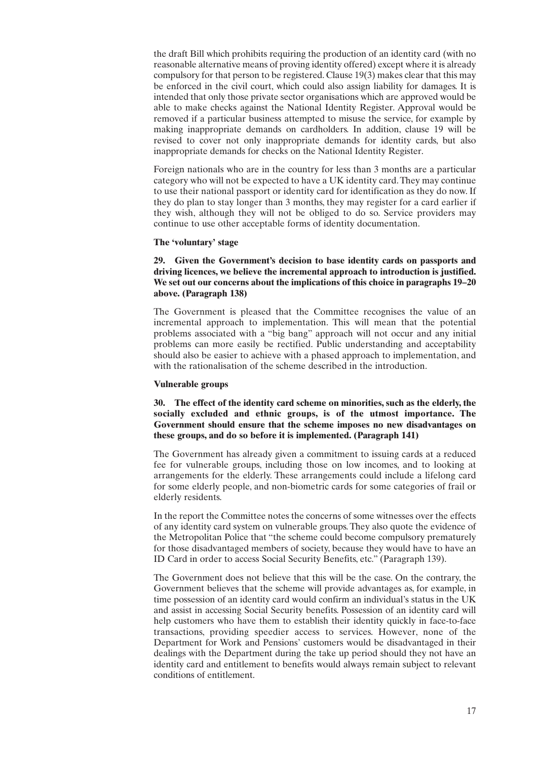the draft Bill which prohibits requiring the production of an identity card (with no reasonable alternative means of proving identity offered) except where it is already compulsory for that person to be registered. Clause 19(3) makes clear that this may be enforced in the civil court, which could also assign liability for damages. It is intended that only those private sector organisations which are approved would be able to make checks against the National Identity Register. Approval would be removed if a particular business attempted to misuse the service, for example by making inappropriate demands on cardholders. In addition, clause 19 will be revised to cover not only inappropriate demands for identity cards, but also inappropriate demands for checks on the National Identity Register.

Foreign nationals who are in the country for less than 3 months are a particular category who will not be expected to have a UK identity card. They may continue to use their national passport or identity card for identification as they do now. If they do plan to stay longer than 3 months, they may register for a card earlier if they wish, although they will not be obliged to do so. Service providers may continue to use other acceptable forms of identity documentation.

**The 'voluntary' stage**

**29. Given the Government's decision to base identity cards on passports and driving licences, we believe the incremental approach to introduction is justified. We set out our concerns about the implications of this choice in paragraphs 19–20 above. (Paragraph 138)**

The Government is pleased that the Committee recognises the value of an incremental approach to implementation. This will mean that the potential problems associated with a "big bang" approach will not occur and any initial problems can more easily be rectified. Public understanding and acceptability should also be easier to achieve with a phased approach to implementation, and with the rationalisation of the scheme described in the introduction.

**Vulnerable groups**

**30. The effect of the identity card scheme on minorities, such as the elderly, the socially excluded and ethnic groups, is of the utmost importance. The Government should ensure that the scheme imposes no new disadvantages on these groups, and do so before it is implemented. (Paragraph 141)**

The Government has already given a commitment to issuing cards at a reduced fee for vulnerable groups, including those on low incomes, and to looking at arrangements for the elderly. These arrangements could include a lifelong card for some elderly people, and non-biometric cards for some categories of frail or elderly residents.

In the report the Committee notes the concerns of some witnesses over the effects of any identity card system on vulnerable groups. They also quote the evidence of the Metropolitan Police that "the scheme could become compulsory prematurely for those disadvantaged members of society, because they would have to have an ID Card in order to access Social Security Benefits, etc." (Paragraph 139).

The Government does not believe that this will be the case. On the contrary, the Government believes that the scheme will provide advantages as, for example, in time possession of an identity card would confirm an individual's status in the UK and assist in accessing Social Security benefits. Possession of an identity card will help customers who have them to establish their identity quickly in face-to-face transactions, providing speedier access to services. However, none of the Department for Work and Pensions' customers would be disadvantaged in their dealings with the Department during the take up period should they not have an identity card and entitlement to benefits would always remain subject to relevant conditions of entitlement.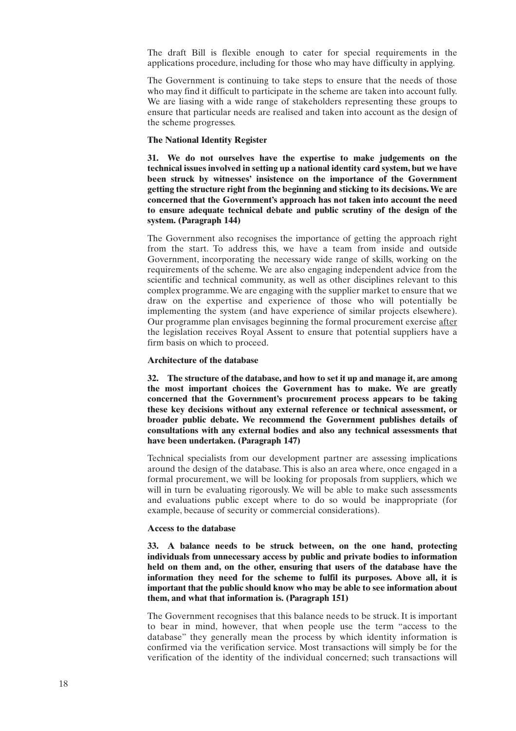The draft Bill is flexible enough to cater for special requirements in the applications procedure, including for those who may have difficulty in applying.

The Government is continuing to take steps to ensure that the needs of those who may find it difficult to participate in the scheme are taken into account fully. We are liasing with a wide range of stakeholders representing these groups to ensure that particular needs are realised and taken into account as the design of the scheme progresses.

**The National Identity Register**

**31. We do not ourselves have the expertise to make judgements on the technical issues involved in setting up a national identity card system, but we have been struck by witnesses' insistence on the importance of the Government getting the structure right from the beginning and sticking to its decisions. We are concerned that the Government's approach has not taken into account the need to ensure adequate technical debate and public scrutiny of the design of the system. (Paragraph 144)**

The Government also recognises the importance of getting the approach right from the start. To address this, we have a team from inside and outside Government, incorporating the necessary wide range of skills, working on the requirements of the scheme. We are also engaging independent advice from the scientific and technical community, as well as other disciplines relevant to this complex programme. We are engaging with the supplier market to ensure that we draw on the expertise and experience of those who will potentially be implementing the system (and have experience of similar projects elsewhere). Our programme plan envisages beginning the formal procurement exercise <u>after</u> the legislation receives Royal Assent to ensure that potential suppliers have a firm basis on which to proceed.

**Architecture of the database**

**32. The structure of the database, and how to set it up and manage it, are among the most important choices the Government has to make. We are greatly concerned that the Government's procurement process appears to be taking these key decisions without any external reference or technical assessment, or broader public debate. We recommend the Government publishes details of consultations with any external bodies and also any technical assessments that have been undertaken. (Paragraph 147)**

Technical specialists from our development partner are assessing implications around the design of the database. This is also an area where, once engaged in a formal procurement, we will be looking for proposals from suppliers, which we will in turn be evaluating rigorously. We will be able to make such assessments and evaluations public except where to do so would be inappropriate (for example, because of security or commercial considerations).

**Access to the database**

**33. A balance needs to be struck between, on the one hand, protecting individuals from unnecessary access by public and private bodies to information held on them and, on the other, ensuring that users of the database have the information they need for the scheme to fulfil its purposes. Above all, it is important that the public should know who may be able to see information about them, and what that information is. (Paragraph 151)**

The Government recognises that this balance needs to be struck. It is important to bear in mind, however, that when people use the term "access to the database" they generally mean the process by which identity information is confirmed via the verification service. Most transactions will simply be for the verification of the identity of the individual concerned; such transactions will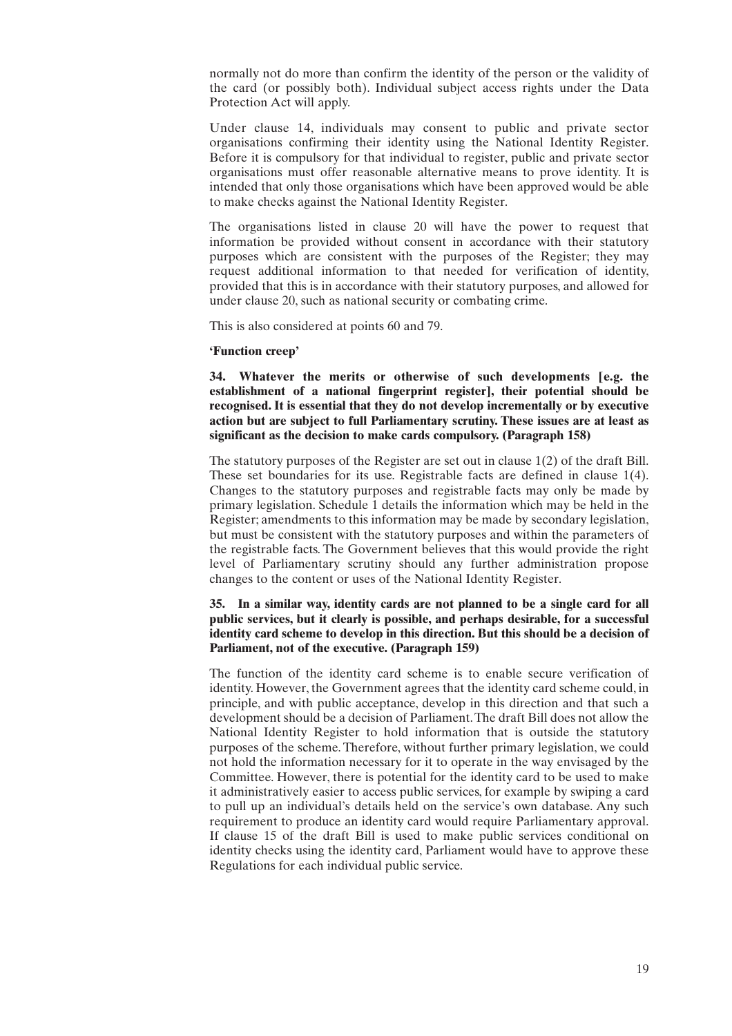normally not do more than confirm the identity of the person or the validity of the card (or possibly both). Individual subject access rights under the Data Protection Act will apply.

Under clause 14, individuals may consent to public and private sector organisations confirming their identity using the National Identity Register. Before it is compulsory for that individual to register, public and private sector organisations must offer reasonable alternative means to prove identity. It is intended that only those organisations which have been approved would be able to make checks against the National Identity Register.

The organisations listed in clause 20 will have the power to request that information be provided without consent in accordance with their statutory purposes which are consistent with the purposes of the Register; they may request additional information to that needed for verification of identity, provided that this is in accordance with their statutory purposes, and allowed for under clause 20, such as national security or combating crime.

This is also considered at points 60 and 79.

**'Function creep'**

**34. Whatever the merits or otherwise of such developments [e.g. the establishment of a national fingerprint register], their potential should be recognised. It is essential that they do not develop incrementally or by executive action but are subject to full Parliamentary scrutiny. These issues are at least as significant as the decision to make cards compulsory. (Paragraph 158)**

The statutory purposes of the Register are set out in clause 1(2) of the draft Bill. These set boundaries for its use. Registrable facts are defined in clause 1(4). Changes to the statutory purposes and registrable facts may only be made by primary legislation. Schedule 1 details the information which may be held in the Register; amendments to this information may be made by secondary legislation, but must be consistent with the statutory purposes and within the parameters of the registrable facts. The Government believes that this would provide the right level of Parliamentary scrutiny should any further administration propose changes to the content or uses of the National Identity Register.

**35. In a similar way, identity cards are not planned to be a single card for all public services, but it clearly is possible, and perhaps desirable, for a successful identity card scheme to develop in this direction. But this should be a decision of Parliament, not of the executive. (Paragraph 159)**

The function of the identity card scheme is to enable secure verification of identity. However, the Government agrees that the identity card scheme could, in principle, and with public acceptance, develop in this direction and that such a development should be a decision of Parliament. The draft Bill does not allow the National Identity Register to hold information that is outside the statutory purposes of the scheme. Therefore, without further primary legislation, we could not hold the information necessary for it to operate in the way envisaged by the Committee. However, there is potential for the identity card to be used to make it administratively easier to access public services, for example by swiping a card to pull up an individual's details held on the service's own database. Any such requirement to produce an identity card would require Parliamentary approval. If clause 15 of the draft Bill is used to make public services conditional on identity checks using the identity card, Parliament would have to approve these Regulations for each individual public service.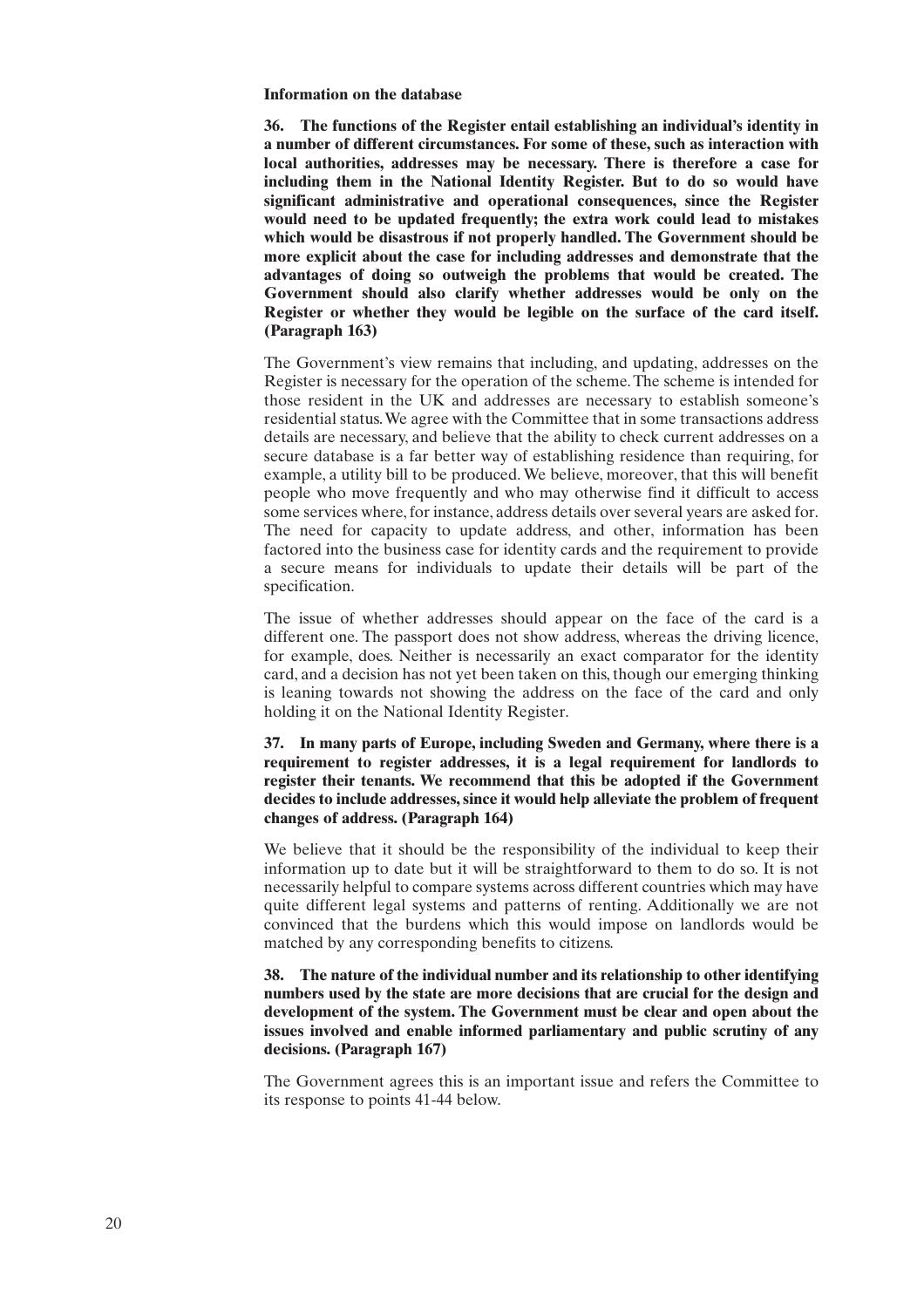**Information on the database**

**36. The functions of the Register entail establishing an individual's identity in a number of different circumstances. For some of these, such as interaction with local authorities, addresses may be necessary. There is therefore a case for including them in the National Identity Register. But to do so would have significant administrative and operational consequences, since the Register would need to be updated frequently; the extra work could lead to mistakes which would be disastrous if not properly handled. The Government should be more explicit about the case for including addresses and demonstrate that the advantages of doing so outweigh the problems that would be created. The Government should also clarify whether addresses would be only on the Register or whether they would be legible on the surface of the card itself. (Paragraph 163)**

The Government's view remains that including, and updating, addresses on the Register is necessary for the operation of the scheme. The scheme is intended for those resident in the UK and addresses are necessary to establish someone's residential status. We agree with the Committee that in some transactions address details are necessary, and believe that the ability to check current addresses on a secure database is a far better way of establishing residence than requiring, for example, a utility bill to be produced. We believe, moreover, that this will benefit people who move frequently and who may otherwise find it difficult to access some services where, for instance, address details over several years are asked for. The need for capacity to update address, and other, information has been factored into the business case for identity cards and the requirement to provide a secure means for individuals to update their details will be part of the specification.

The issue of whether addresses should appear on the face of the card is a different one. The passport does not show address, whereas the driving licence, for example, does. Neither is necessarily an exact comparator for the identity card, and a decision has not yet been taken on this, though our emerging thinking is leaning towards not showing the address on the face of the card and only holding it on the National Identity Register.

**37. In many parts of Europe, including Sweden and Germany, where there is a requirement to register addresses, it is a legal requirement for landlords to register their tenants. We recommend that this be adopted if the Government decides to include addresses, since it would help alleviate the problem of frequent changes of address. (Paragraph 164)**

We believe that it should be the responsibility of the individual to keep their information up to date but it will be straightforward to them to do so. It is not necessarily helpful to compare systems across different countries which may have quite different legal systems and patterns of renting. Additionally we are not convinced that the burdens which this would impose on landlords would be matched by any corresponding benefits to citizens.

**38. The nature of the individual number and its relationship to other identifying numbers used by the state are more decisions that are crucial for the design and development of the system. The Government must be clear and open about the issues involved and enable informed parliamentary and public scrutiny of any decisions. (Paragraph 167)**

The Government agrees this is an important issue and refers the Committee to its response to points 41-44 below.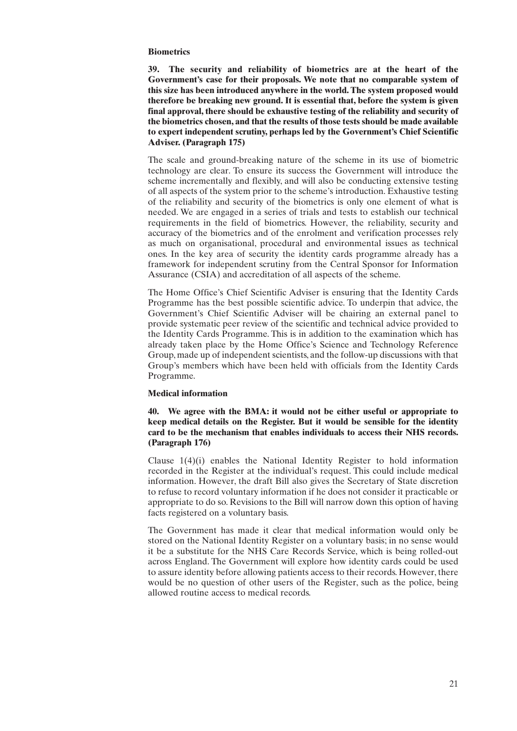### Biometrics

**39. The security and reliability of biometrics are at the heart of the Government's case for their proposals. We note that no comparable system of this size has been introduced anywhere in the world. The system proposed would therefore be breaking new ground. It is essential that, before the system is given final approval, there should be exhaustive testing of the reliability and security of the biometrics chosen, and that the results of those tests should be made available to expert independent scrutiny, perhaps led by the Government's Chief Scientific Adviser. (Paragraph 175)**

The scale and ground-breaking nature of the scheme in its use of biometric technology are clear. To ensure its success the Government will introduce the scheme incrementally and flexibly, and will also be conducting extensive testing of all aspects of the system prior to the scheme's introduction. Exhaustive testing of the reliability and security of the biometrics is only one element of what is needed. We are engaged in a series of trials and tests to establish our technical requirements in the field of biometrics. However, the reliability, security and accuracy of the biometrics and of the enrolment and verification processes rely as much on organisational, procedural and environmental issues as technical ones. In the key area of security the identity cards programme already has a framework for independent scrutiny from the Central Sponsor for Information Assurance (CSIA) and accreditation of all aspects of the scheme.

The Home Office's Chief Scientific Adviser is ensuring that the Identity Cards Programme has the best possible scientific advice. To underpin that advice, the Government's Chief Scientific Adviser will be chairing an external panel to provide systematic peer review of the scientific and technical advice provided to the Identity Cards Programme. This is in addition to the examination which has already taken place by the Home Office's Science and Technology Reference Group, made up of independent scientists, and the follow-up discussions with that Group's members which have been held with officials from the Identity Cards Programme.

### Medical information

**40. We agree with the BMA: it would not be either useful or appropriate to keep medical details on the Register. But it would be sensible for the identity card to be the mechanism that enables individuals to access their NHS records. (Paragraph 176)**

Clause 1(4)(i) enables the National Identity Register to hold information recorded in the Register at the individual's request. This could include medical information. However, the draft Bill also gives the Secretary of State discretion to refuse to record voluntary information if he does not consider it practicable or appropriate to do so. Revisions to the Bill will narrow down this option of having facts registered on a voluntary basis.

The Government has made it clear that medical information would only be stored on the National Identity Register on a voluntary basis; in no sense would it be a substitute for the NHS Care Records Service, which is being rolled-out across England. The Government will explore how identity cards could be used to assure identity before allowing patients access to their records. However, there would be no question of other users of the Register, such as the police, being allowed routine access to medical records.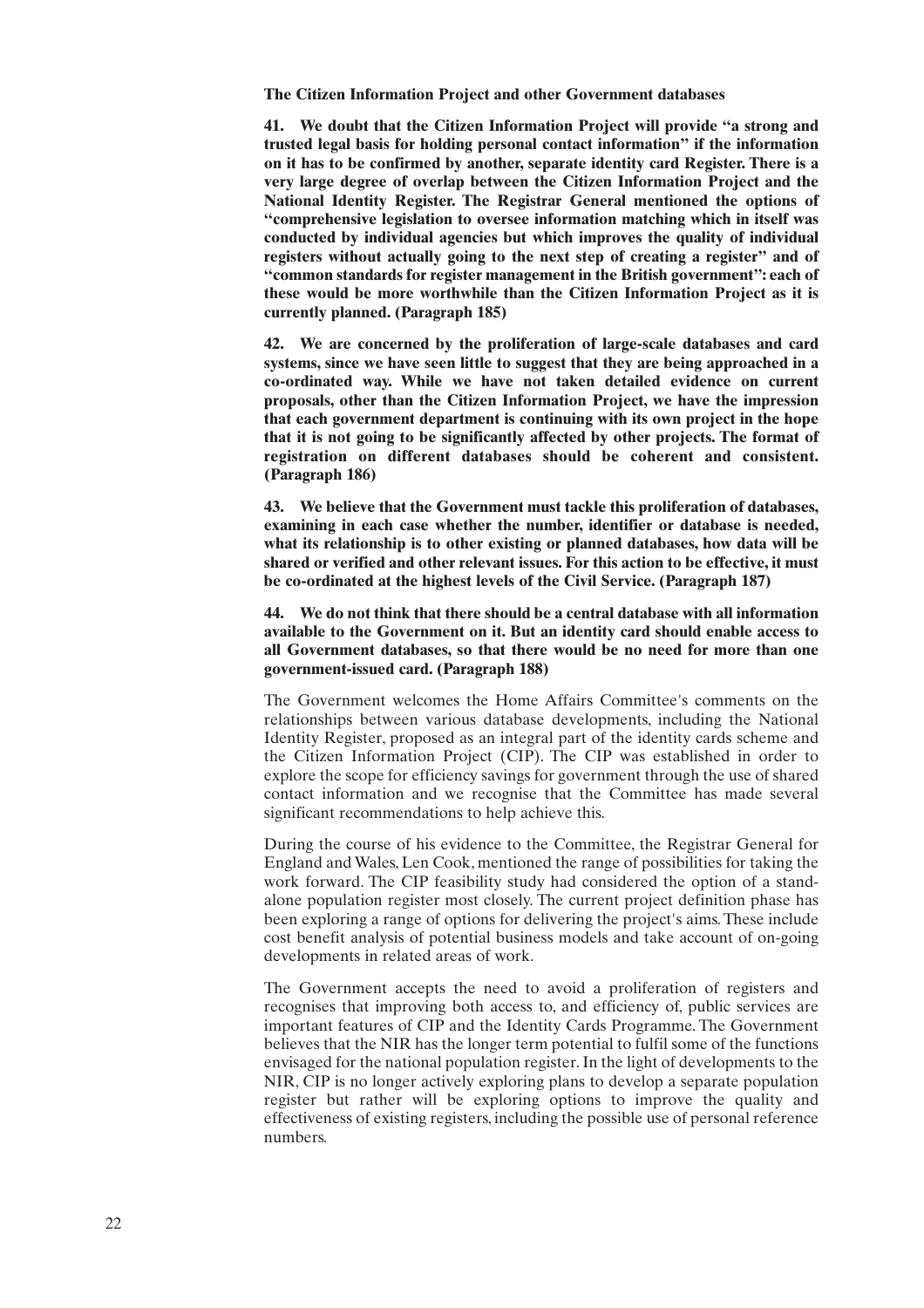**The Citizen Information Project and other Government databases**

**41. We doubt that the Citizen Information Project will provide "a strong and trusted legal basis for holding personal contact information" if the information on it has to be confirmed by another, separate identity card Register. There is a very large degree of overlap between the Citizen Information Project and the National Identity Register. The Registrar General mentioned the options of "comprehensive legislation to oversee information matching which in itself was conducted by individual agencies but which improves the quality of individual registers without actually going to the next step of creating a register" and of "common standards for register management in the British government": each of these would be more worthwhile than the Citizen Information Project as it is currently planned. (Paragraph 185)**

**42. We are concerned by the proliferation of large-scale databases and card systems, since we have seen little to suggest that they are being approached in a co-ordinated way. While we have not taken detailed evidence on current proposals, other than the Citizen Information Project, we have the impression that each government department is continuing with its own project in the hope that it is not going to be significantly affected by other projects. The format of registration on different databases should be coherent and consistent. (Paragraph 186)**

**43. We believe that the Government must tackle this proliferation of databases, examining in each case whether the number, identifier or database is needed, what its relationship is to other existing or planned databases, how data will be shared or verified and other relevant issues. For this action to be effective, it must be co-ordinated at the highest levels of the Civil Service. (Paragraph 187)**

**44. We do not think that there should be a central database with all information available to the Government on it. But an identity card should enable access to all Government databases, so that there would be no need for more than one government-issued card. (Paragraph 188)**

The Government welcomes the Home Affairs Committee's comments on the relationships between various database developments, including the National Identity Register, proposed as an integral part of the identity cards scheme and the Citizen Information Project (CIP). The CIP was established in order to explore the scope for efficiency savings for government through the use of shared contact information and we recognise that the Committee has made several significant recommendations to help achieve this.

During the course of his evidence to the Committee, the Registrar General for England and Wales, Len Cook, mentioned the range of possibilities for taking the work forward. The CIP feasibility study had considered the option of a stand-alone population register most closely. The current project definition phase has been exploring a range of options for delivering the project's aims. These include cost benefit analysis of potential business models and take account of on-going developments in related areas of work.

The Government accepts the need to avoid a proliferation of registers and recognises that improving both access to, and efficiency of, public services are important features of CIP and the Identity Cards Programme. The Government believes that the NIR has the longer term potential to fulfil some of the functions envisaged for the national population register. In the light of developments to the NIR, CIP is no longer actively exploring plans to develop a separate population register but rather will be exploring options to improve the quality and effectiveness of existing registers, including the possible use of personal reference numbers.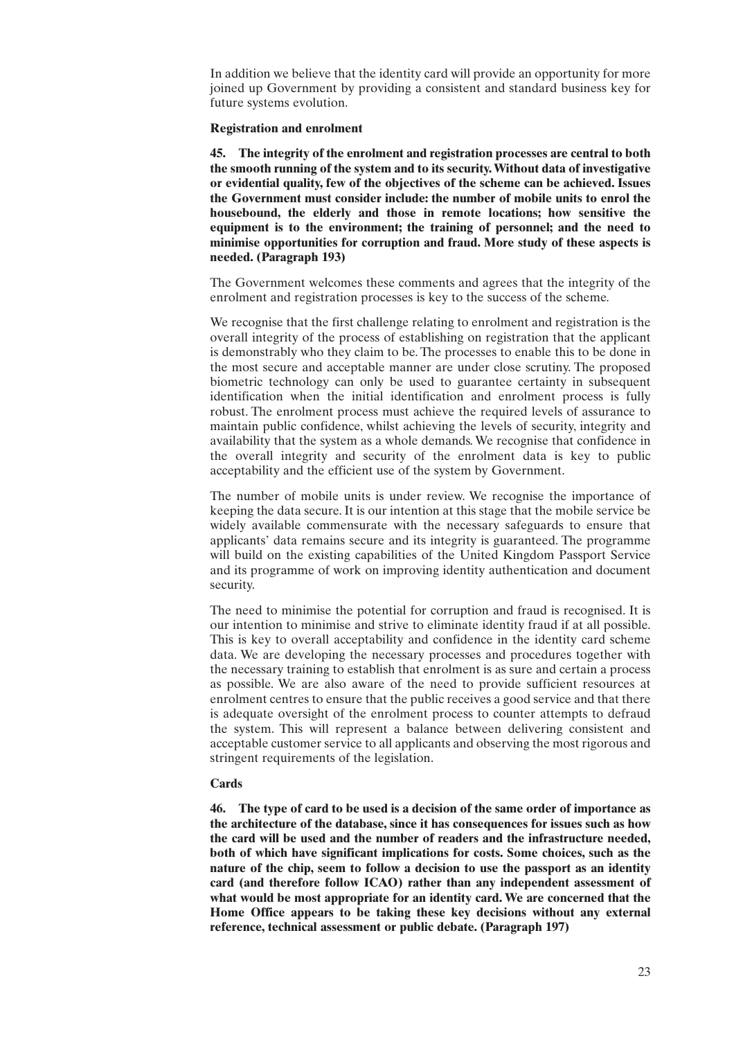In addition we believe that the identity card will provide an opportunity for more joined up Government by providing a consistent and standard business key for future systems evolution.

**Registration and enrolment**

**45. The integrity of the enrolment and registration processes are central to both the smooth running of the system and to its security. Without data of investigative or evidential quality, few of the objectives of the scheme can be achieved. Issues the Government must consider include: the number of mobile units to enrol the housebound, the elderly and those in remote locations; how sensitive the equipment is to the environment; the training of personnel; and the need to minimise opportunities for corruption and fraud. More study of these aspects is needed. (Paragraph 193)**

The Government welcomes these comments and agrees that the integrity of the enrolment and registration processes is key to the success of the scheme.

We recognise that the first challenge relating to enrolment and registration is the overall integrity of the process of establishing on registration that the applicant is demonstrably who they claim to be. The processes to enable this to be done in the most secure and acceptable manner are under close scrutiny. The proposed biometric technology can only be used to guarantee certainty in subsequent identification when the initial identification and enrolment process is fully robust. The enrolment process must achieve the required levels of assurance to maintain public confidence, whilst achieving the levels of security, integrity and availability that the system as a whole demands. We recognise that confidence in the overall integrity and security of the enrolment data is key to public acceptability and the efficient use of the system by Government.

The number of mobile units is under review. We recognise the importance of keeping the data secure. It is our intention at this stage that the mobile service be widely available commensurate with the necessary safeguards to ensure that applicants' data remains secure and its integrity is guaranteed. The programme will build on the existing capabilities of the United Kingdom Passport Service and its programme of work on improving identity authentication and document security.

The need to minimise the potential for corruption and fraud is recognised. It is our intention to minimise and strive to eliminate identity fraud if at all possible. This is key to overall acceptability and confidence in the identity card scheme data. We are developing the necessary processes and procedures together with the necessary training to establish that enrolment is as sure and certain a process as possible. We are also aware of the need to provide sufficient resources at enrolment centres to ensure that the public receives a good service and that there is adequate oversight of the enrolment process to counter attempts to defraud the system. This will represent a balance between delivering consistent and acceptable customer service to all applicants and observing the most rigorous and stringent requirements of the legislation.

**Cards**

**46. The type of card to be used is a decision of the same order of importance as the architecture of the database, since it has consequences for issues such as how the card will be used and the number of readers and the infrastructure needed, both of which have significant implications for costs. Some choices, such as the nature of the chip, seem to follow a decision to use the passport as an identity card (and therefore follow ICAO) rather than any independent assessment of what would be most appropriate for an identity card. We are concerned that the Home Office appears to be taking these key decisions without any external reference, technical assessment or public debate. (Paragraph 197)**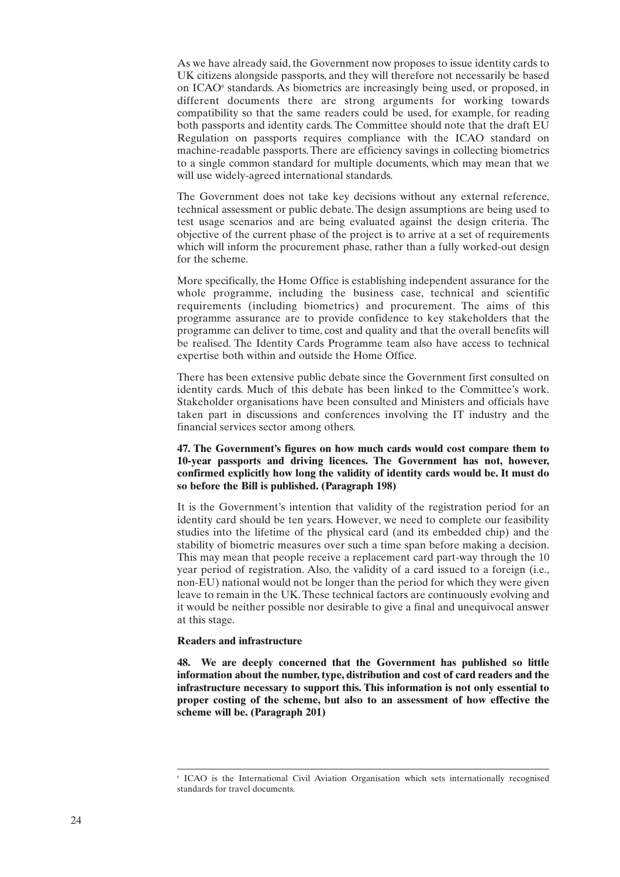As we have already said, the Government now proposes to issue identity cards to UK citizens alongside passports, and they will therefore not necessarily be based on ICAO[6] standards. As biometrics are increasingly being used, or proposed, in different documents there are strong arguments for working towards compatibility so that the same readers could be used, for example, for reading both passports and identity cards. The Committee should note that the draft EU Regulation on passports requires compliance with the ICAO standard on machine-readable passports. There are efficiency savings in collecting biometrics to a single common standard for multiple documents, which may mean that we will use widely-agreed international standards.

The Government does not take key decisions without any external reference, technical assessment or public debate. The design assumptions are being used to test usage scenarios and are being evaluated against the design criteria. The objective of the current phase of the project is to arrive at a set of requirements which will inform the procurement phase, rather than a fully worked-out design for the scheme.

More specifically, the Home Office is establishing independent assurance for the whole programme, including the business case, technical and scientific requirements (including biometrics) and procurement. The aims of this programme assurance are to provide confidence to key stakeholders that the programme can deliver to time, cost and quality and that the overall benefits will be realised. The Identity Cards Programme team also have access to technical expertise both within and outside the Home Office.

There has been extensive public debate since the Government first consulted on identity cards. Much of this debate has been linked to the Committee's work. Stakeholder organisations have been consulted and Ministers and officials have taken part in discussions and conferences involving the IT industry and the financial services sector among others.

**47. The Government's figures on how much cards would cost compare them to 10-year passports and driving licences. The Government has not, however, confirmed explicitly how long the validity of identity cards would be. It must do so before the Bill is published. (Paragraph 198)**

It is the Government's intention that validity of the registration period for an identity card should be ten years. However, we need to complete our feasibility studies into the lifetime of the physical card (and its embedded chip) and the stability of biometric measures over such a time span before making a decision. This may mean that people receive a replacement card part-way through the 10 year period of registration. Also, the validity of a card issued to a foreign (i.e., non-EU) national would not be longer than the period for which they were given leave to remain in the UK. These technical factors are continuously evolving and it would be neither possible nor desirable to give a final and unequivocal answer at this stage.

**Readers and infrastructure**

**48. We are deeply concerned that the Government has published so little information about the number, type, distribution and cost of card readers and the infrastructure necessary to support this. This information is not only essential to proper costing of the scheme, but also to an assessment of how effective the scheme will be. (Paragraph 201)**

---

[6] ICAO is the International Civil Aviation Organisation which sets internationally recognised standards for travel documents.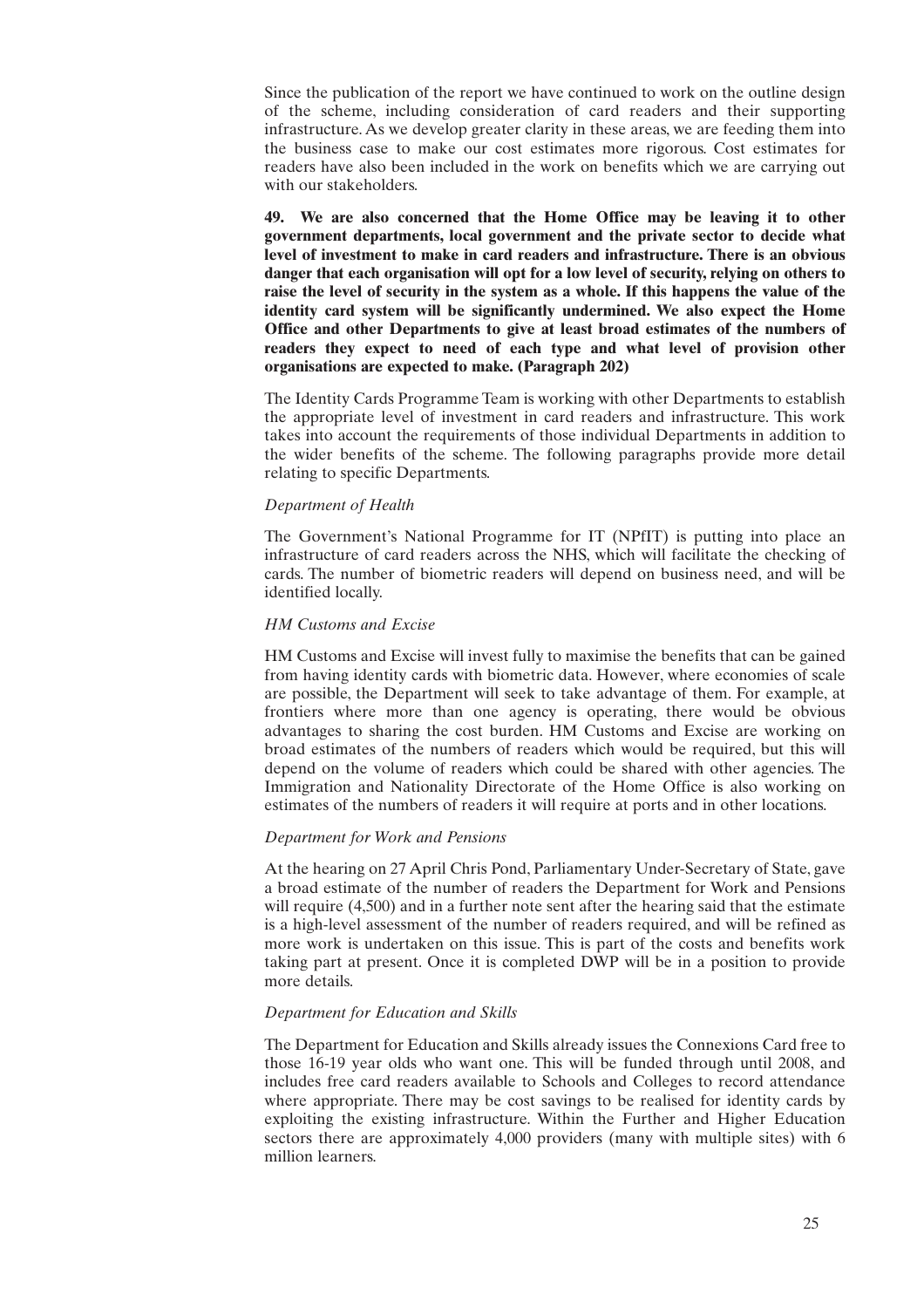Since the publication of the report we have continued to work on the outline design of the scheme, including consideration of card readers and their supporting infrastructure. As we develop greater clarity in these areas, we are feeding them into the business case to make our cost estimates more rigorous. Cost estimates for readers have also been included in the work on benefits which we are carrying out with our stakeholders.

**49. We are also concerned that the Home Office may be leaving it to other government departments, local government and the private sector to decide what level of investment to make in card readers and infrastructure. There is an obvious danger that each organisation will opt for a low level of security, relying on others to raise the level of security in the system as a whole. If this happens the value of the identity card system will be significantly undermined. We also expect the Home Office and other Departments to give at least broad estimates of the numbers of readers they expect to need of each type and what level of provision other organisations are expected to make. (Paragraph 202)**

The Identity Cards Programme Team is working with other Departments to establish the appropriate level of investment in card readers and infrastructure. This work takes into account the requirements of those individual Departments in addition to the wider benefits of the scheme. The following paragraphs provide more detail relating to specific Departments.

*Department of Health*

The Government's National Programme for IT (NPfIT) is putting into place an infrastructure of card readers across the NHS, which will facilitate the checking of cards. The number of biometric readers will depend on business need, and will be identified locally.

*HM Customs and Excise*

HM Customs and Excise will invest fully to maximise the benefits that can be gained from having identity cards with biometric data. However, where economies of scale are possible, the Department will seek to take advantage of them. For example, at frontiers where more than one agency is operating, there would be obvious advantages to sharing the cost burden. HM Customs and Excise are working on broad estimates of the numbers of readers which would be required, but this will depend on the volume of readers which could be shared with other agencies. The Immigration and Nationality Directorate of the Home Office is also working on estimates of the numbers of readers it will require at ports and in other locations.

*Department for Work and Pensions*

At the hearing on 27 April Chris Pond, Parliamentary Under-Secretary of State, gave a broad estimate of the number of readers the Department for Work and Pensions will require (4,500) and in a further note sent after the hearing said that the estimate is a high-level assessment of the number of readers required, and will be refined as more work is undertaken on this issue. This is part of the costs and benefits work taking part at present. Once it is completed DWP will be in a position to provide more details.

*Department for Education and Skills*

The Department for Education and Skills already issues the Connexions Card free to those 16-19 year olds who want one. This will be funded through until 2008, and includes free card readers available to Schools and Colleges to record attendance where appropriate. There may be cost savings to be realised for identity cards by exploiting the existing infrastructure. Within the Further and Higher Education sectors there are approximately 4,000 providers (many with multiple sites) with 6 million learners.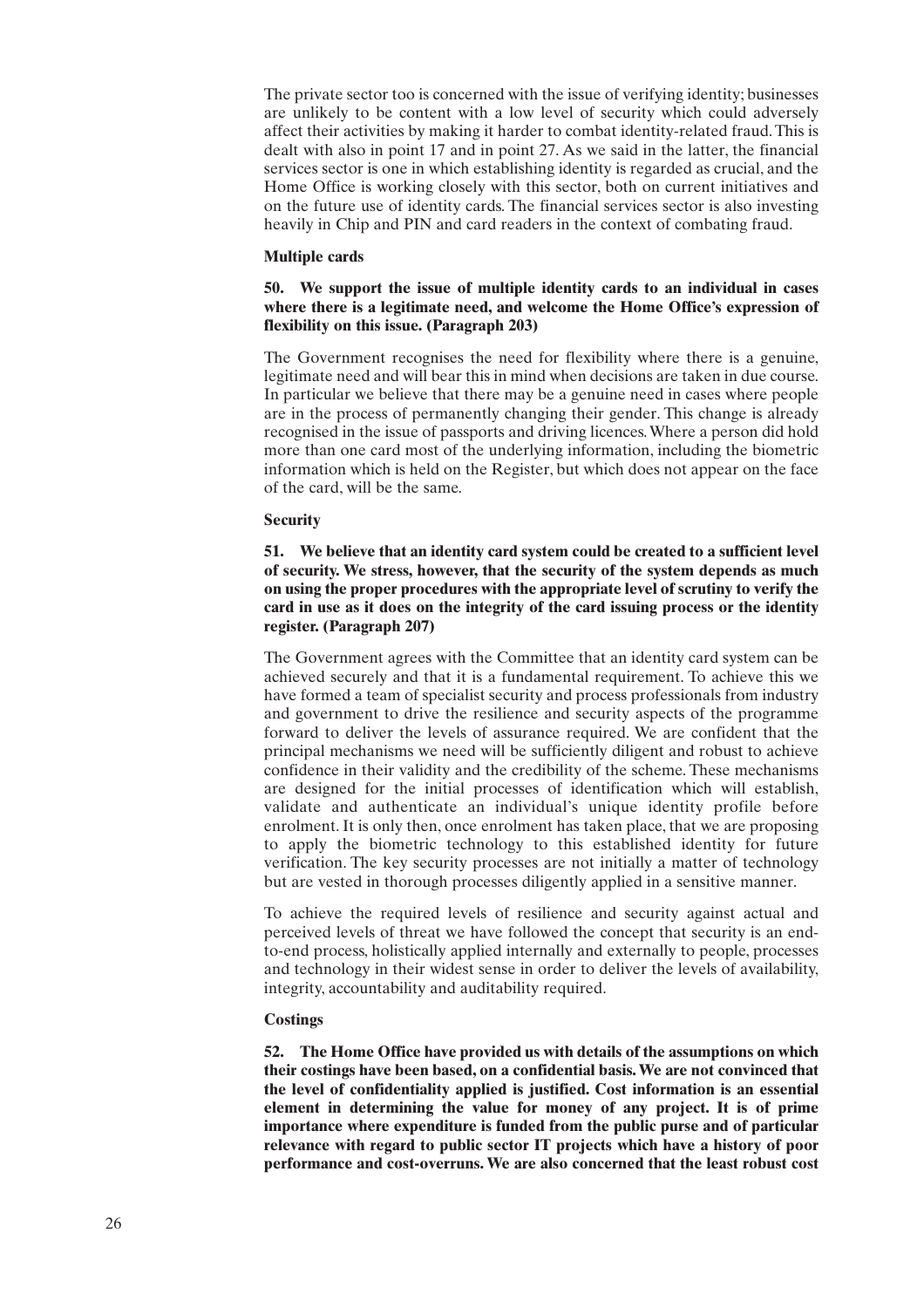The private sector too is concerned with the issue of verifying identity; businesses are unlikely to be content with a low level of security which could adversely affect their activities by making it harder to combat identity-related fraud. This is dealt with also in point 17 and in point 27. As we said in the latter, the financial services sector is one in which establishing identity is regarded as crucial, and the Home Office is working closely with this sector, both on current initiatives and on the future use of identity cards. The financial services sector is also investing heavily in Chip and PIN and card readers in the context of combating fraud.

**Multiple cards**

**50. We support the issue of multiple identity cards to an individual in cases where there is a legitimate need, and welcome the Home Office's expression of flexibility on this issue. (Paragraph 203)**

The Government recognises the need for flexibility where there is a genuine, legitimate need and will bear this in mind when decisions are taken in due course. In particular we believe that there may be a genuine need in cases where people are in the process of permanently changing their gender. This change is already recognised in the issue of passports and driving licences. Where a person did hold more than one card most of the underlying information, including the biometric information which is held on the Register, but which does not appear on the face of the card, will be the same.

**Security**

**51. We believe that an identity card system could be created to a sufficient level of security. We stress, however, that the security of the system depends as much on using the proper procedures with the appropriate level of scrutiny to verify the card in use as it does on the integrity of the card issuing process or the identity register. (Paragraph 207)**

The Government agrees with the Committee that an identity card system can be achieved securely and that it is a fundamental requirement. To achieve this we have formed a team of specialist security and process professionals from industry and government to drive the resilience and security aspects of the programme forward to deliver the levels of assurance required. We are confident that the principal mechanisms we need will be sufficiently diligent and robust to achieve confidence in their validity and the credibility of the scheme. These mechanisms are designed for the initial processes of identification which will establish, validate and authenticate an individual's unique identity profile before enrolment. It is only then, once enrolment has taken place, that we are proposing to apply the biometric technology to this established identity for future verification. The key security processes are not initially a matter of technology but are vested in thorough processes diligently applied in a sensitive manner.

To achieve the required levels of resilience and security against actual and perceived levels of threat we have followed the concept that security is an end-to-end process, holistically applied internally and externally to people, processes and technology in their widest sense in order to deliver the levels of availability, integrity, accountability and auditability required.

**Costings**

**52. The Home Office have provided us with details of the assumptions on which their costings have been based, on a confidential basis. We are not convinced that the level of confidentiality applied is justified. Cost information is an essential element in determining the value for money of any project. It is of prime importance where expenditure is funded from the public purse and of particular relevance with regard to public sector IT projects which have a history of poor performance and cost-overruns. We are also concerned that the least robust cost**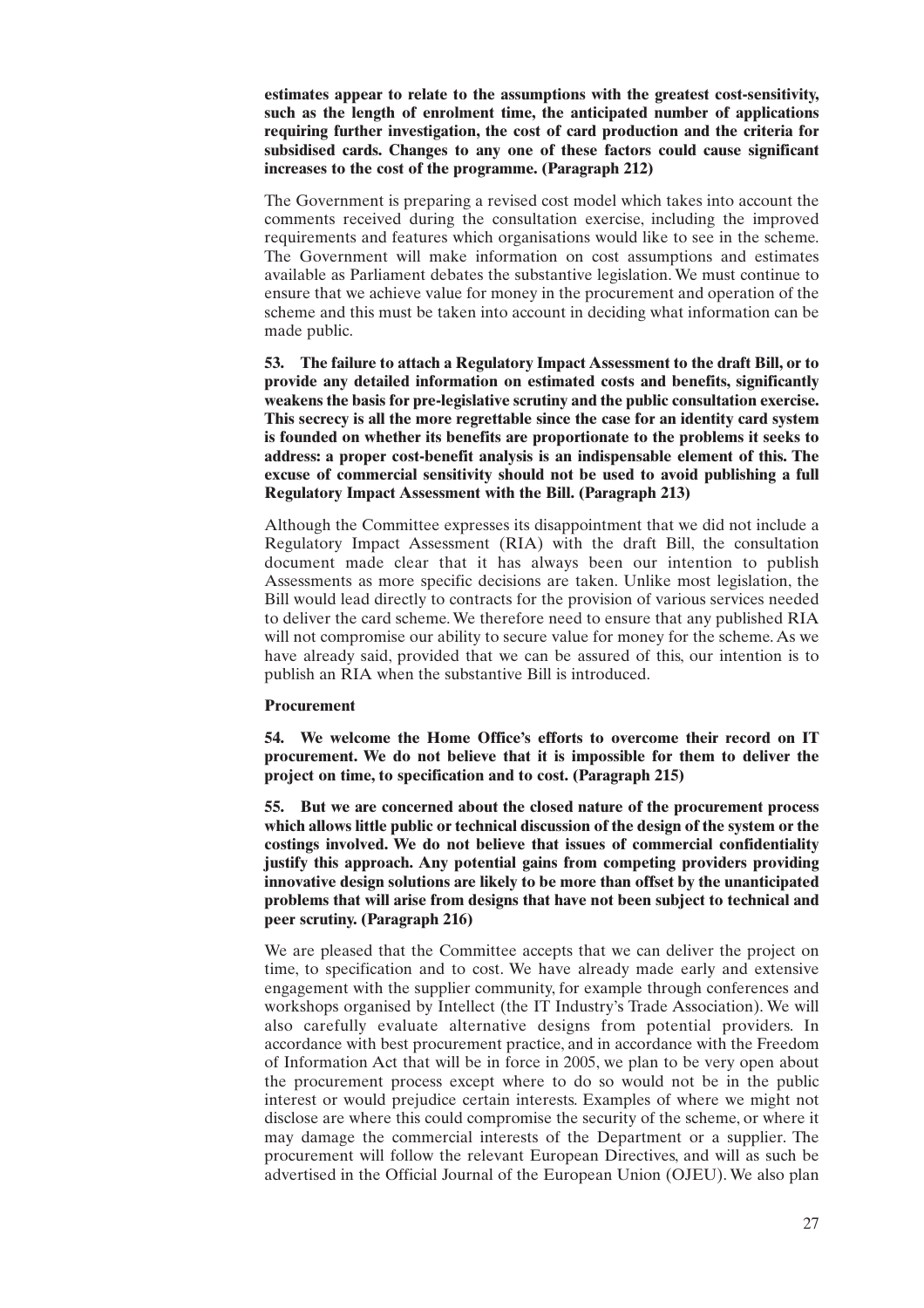**estimates appear to relate to the assumptions with the greatest cost-sensitivity, such as the length of enrolment time, the anticipated number of applications requiring further investigation, the cost of card production and the criteria for subsidised cards. Changes to any one of these factors could cause significant increases to the cost of the programme. (Paragraph 212)**

The Government is preparing a revised cost model which takes into account the comments received during the consultation exercise, including the improved requirements and features which organisations would like to see in the scheme. The Government will make information on cost assumptions and estimates available as Parliament debates the substantive legislation. We must continue to ensure that we achieve value for money in the procurement and operation of the scheme and this must be taken into account in deciding what information can be made public.

**53. The failure to attach a Regulatory Impact Assessment to the draft Bill, or to provide any detailed information on estimated costs and benefits, significantly weakens the basis for pre-legislative scrutiny and the public consultation exercise. This secrecy is all the more regrettable since the case for an identity card system is founded on whether its benefits are proportionate to the problems it seeks to address: a proper cost-benefit analysis is an indispensable element of this. The excuse of commercial sensitivity should not be used to avoid publishing a full Regulatory Impact Assessment with the Bill. (Paragraph 213)**

Although the Committee expresses its disappointment that we did not include a Regulatory Impact Assessment (RIA) with the draft Bill, the consultation document made clear that it has always been our intention to publish Assessments as more specific decisions are taken. Unlike most legislation, the Bill would lead directly to contracts for the provision of various services needed to deliver the card scheme. We therefore need to ensure that any published RIA will not compromise our ability to secure value for money for the scheme. As we have already said, provided that we can be assured of this, our intention is to publish an RIA when the substantive Bill is introduced.

**Procurement**

**54. We welcome the Home Office's efforts to overcome their record on IT procurement. We do not believe that it is impossible for them to deliver the project on time, to specification and to cost. (Paragraph 215)**

**55. But we are concerned about the closed nature of the procurement process which allows little public or technical discussion of the design of the system or the costings involved. We do not believe that issues of commercial confidentiality justify this approach. Any potential gains from competing providers providing innovative design solutions are likely to be more than offset by the unanticipated problems that will arise from designs that have not been subject to technical and peer scrutiny. (Paragraph 216)**

We are pleased that the Committee accepts that we can deliver the project on time, to specification and to cost. We have already made early and extensive engagement with the supplier community, for example through conferences and workshops organised by Intellect (the IT Industry's Trade Association). We will also carefully evaluate alternative designs from potential providers. In accordance with best procurement practice, and in accordance with the Freedom of Information Act that will be in force in 2005, we plan to be very open about the procurement process except where to do so would not be in the public interest or would prejudice certain interests. Examples of where we might not disclose are where this could compromise the security of the scheme, or where it may damage the commercial interests of the Department or a supplier. The procurement will follow the relevant European Directives, and will as such be advertised in the Official Journal of the European Union (OJEU). We also plan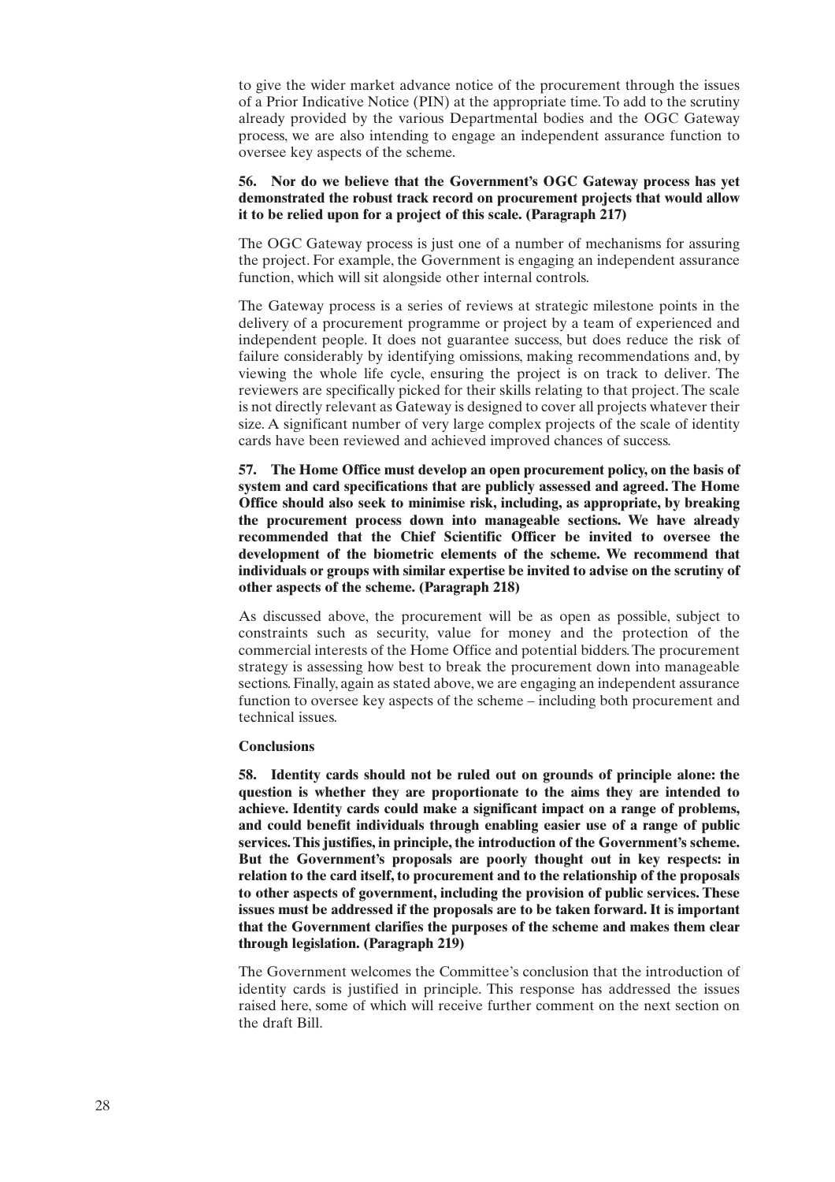to give the wider market advance notice of the procurement through the issues of a Prior Indicative Notice (PIN) at the appropriate time. To add to the scrutiny already provided by the various Departmental bodies and the OGC Gateway process, we are also intending to engage an independent assurance function to oversee key aspects of the scheme.

**56. Nor do we believe that the Government's OGC Gateway process has yet demonstrated the robust track record on procurement projects that would allow it to be relied upon for a project of this scale. (Paragraph 217)**

The OGC Gateway process is just one of a number of mechanisms for assuring the project. For example, the Government is engaging an independent assurance function, which will sit alongside other internal controls.

The Gateway process is a series of reviews at strategic milestone points in the delivery of a procurement programme or project by a team of experienced and independent people. It does not guarantee success, but does reduce the risk of failure considerably by identifying omissions, making recommendations and, by viewing the whole life cycle, ensuring the project is on track to deliver. The reviewers are specifically picked for their skills relating to that project. The scale is not directly relevant as Gateway is designed to cover all projects whatever their size. A significant number of very large complex projects of the scale of identity cards have been reviewed and achieved improved chances of success.

**57. The Home Office must develop an open procurement policy, on the basis of system and card specifications that are publicly assessed and agreed. The Home Office should also seek to minimise risk, including, as appropriate, by breaking the procurement process down into manageable sections. We have already recommended that the Chief Scientific Officer be invited to oversee the development of the biometric elements of the scheme. We recommend that individuals or groups with similar expertise be invited to advise on the scrutiny of other aspects of the scheme. (Paragraph 218)**

As discussed above, the procurement will be as open as possible, subject to constraints such as security, value for money and the protection of the commercial interests of the Home Office and potential bidders. The procurement strategy is assessing how best to break the procurement down into manageable sections. Finally, again as stated above, we are engaging an independent assurance function to oversee key aspects of the scheme – including both procurement and technical issues.

**Conclusions**

**58. Identity cards should not be ruled out on grounds of principle alone: the question is whether they are proportionate to the aims they are intended to achieve. Identity cards could make a significant impact on a range of problems, and could benefit individuals through enabling easier use of a range of public services. This justifies, in principle, the introduction of the Government's scheme. But the Government's proposals are poorly thought out in key respects: in relation to the card itself, to procurement and to the relationship of the proposals to other aspects of government, including the provision of public services. These issues must be addressed if the proposals are to be taken forward. It is important that the Government clarifies the purposes of the scheme and makes them clear through legislation. (Paragraph 219)**

The Government welcomes the Committee's conclusion that the introduction of identity cards is justified in principle. This response has addressed the issues raised here, some of which will receive further comment on the next section on the draft Bill.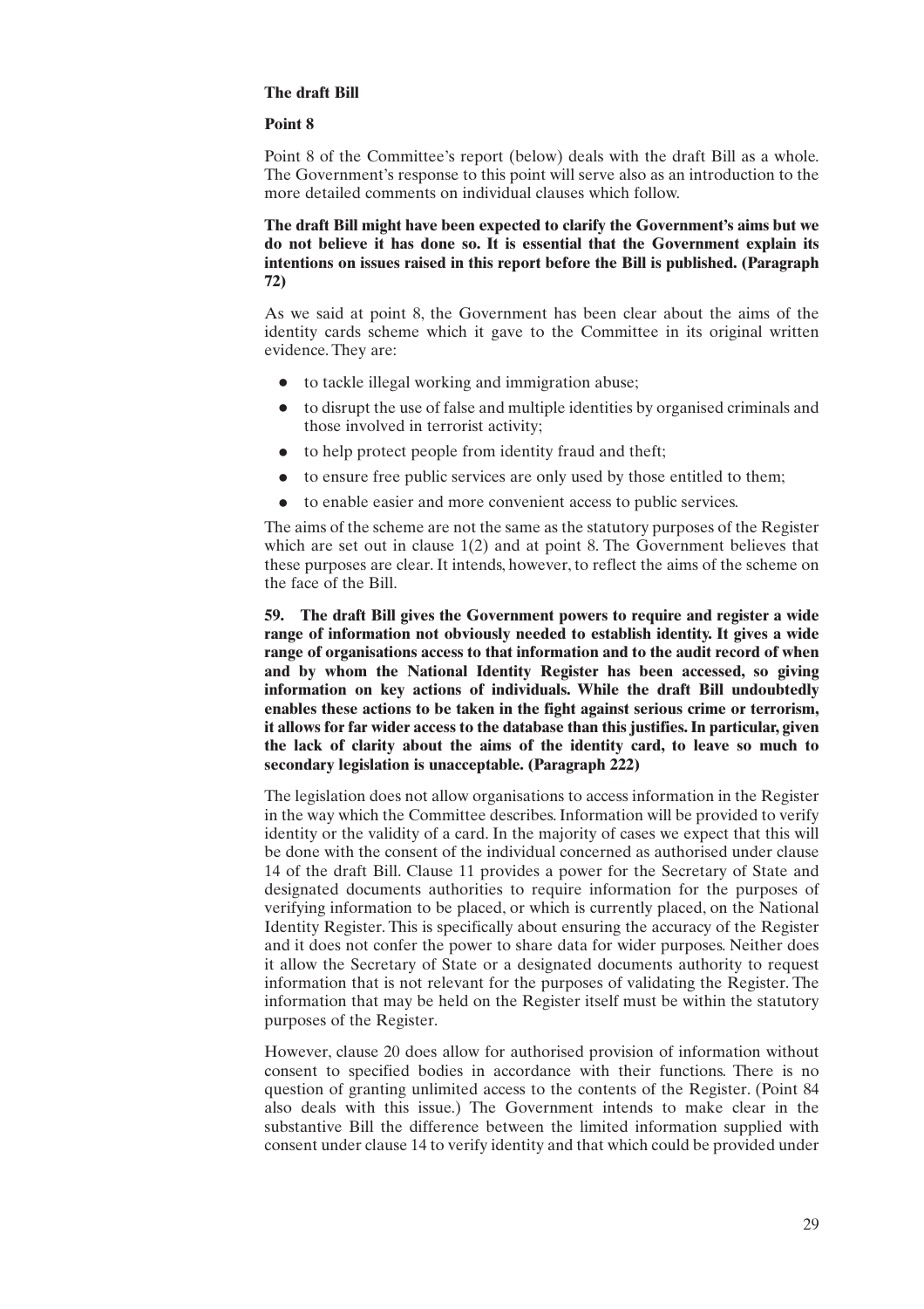**The draft Bill**

**Point 8**

Point 8 of the Committee's report (below) deals with the draft Bill as a whole. The Government's response to this point will serve also as an introduction to the more detailed comments on individual clauses which follow.

**The draft Bill might have been expected to clarify the Government's aims but we do not believe it has done so. It is essential that the Government explain its intentions on issues raised in this report before the Bill is published. (Paragraph 72)**

As we said at point 8, the Government has been clear about the aims of the identity cards scheme which it gave to the Committee in its original written evidence. They are:

- to tackle illegal working and immigration abuse;
- to disrupt the use of false and multiple identities by organised criminals and those involved in terrorist activity;
- to help protect people from identity fraud and theft;
- to ensure free public services are only used by those entitled to them;
- to enable easier and more convenient access to public services.

The aims of the scheme are not the same as the statutory purposes of the Register which are set out in clause 1(2) and at point 8. The Government believes that these purposes are clear. It intends, however, to reflect the aims of the scheme on the face of the Bill.

**59. The draft Bill gives the Government powers to require and register a wide range of information not obviously needed to establish identity. It gives a wide range of organisations access to that information and to the audit record of when and by whom the National Identity Register has been accessed, so giving information on key actions of individuals. While the draft Bill undoubtedly enables these actions to be taken in the fight against serious crime or terrorism, it allows for far wider access to the database than this justifies. In particular, given the lack of clarity about the aims of the identity card, to leave so much to secondary legislation is unacceptable. (Paragraph 222)**

The legislation does not allow organisations to access information in the Register in the way which the Committee describes. Information will be provided to verify identity or the validity of a card. In the majority of cases we expect that this will be done with the consent of the individual concerned as authorised under clause 14 of the draft Bill. Clause 11 provides a power for the Secretary of State and designated documents authorities to require information for the purposes of verifying information to be placed, or which is currently placed, on the National Identity Register. This is specifically about ensuring the accuracy of the Register and it does not confer the power to share data for wider purposes. Neither does it allow the Secretary of State or a designated documents authority to request information that is not relevant for the purposes of validating the Register. The information that may be held on the Register itself must be within the statutory purposes of the Register.

However, clause 20 does allow for authorised provision of information without consent to specified bodies in accordance with their functions. There is no question of granting unlimited access to the contents of the Register. (Point 84 also deals with this issue.) The Government intends to make clear in the substantive Bill the difference between the limited information supplied with consent under clause 14 to verify identity and that which could be provided under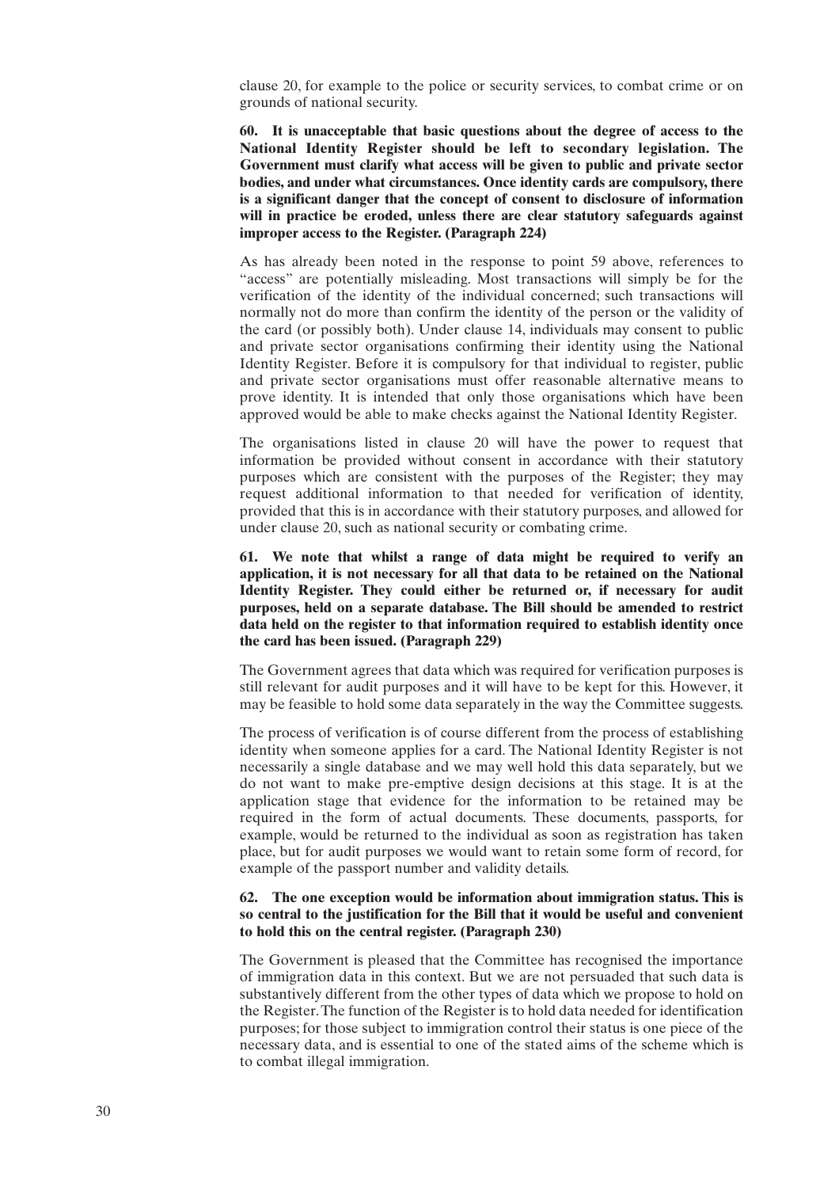clause 20, for example to the police or security services, to combat crime or on grounds of national security.

**60. It is unacceptable that basic questions about the degree of access to the National Identity Register should be left to secondary legislation. The Government must clarify what access will be given to public and private sector bodies, and under what circumstances. Once identity cards are compulsory, there is a significant danger that the concept of consent to disclosure of information will in practice be eroded, unless there are clear statutory safeguards against improper access to the Register. (Paragraph 224)**

As has already been noted in the response to point 59 above, references to "access" are potentially misleading. Most transactions will simply be for the verification of the identity of the individual concerned; such transactions will normally not do more than confirm the identity of the person or the validity of the card (or possibly both). Under clause 14, individuals may consent to public and private sector organisations confirming their identity using the National Identity Register. Before it is compulsory for that individual to register, public and private sector organisations must offer reasonable alternative means to prove identity. It is intended that only those organisations which have been approved would be able to make checks against the National Identity Register.

The organisations listed in clause 20 will have the power to request that information be provided without consent in accordance with their statutory purposes which are consistent with the purposes of the Register; they may request additional information to that needed for verification of identity, provided that this is in accordance with their statutory purposes, and allowed for under clause 20, such as national security or combating crime.

**61. We note that whilst a range of data might be required to verify an application, it is not necessary for all that data to be retained on the National Identity Register. They could either be returned or, if necessary for audit purposes, held on a separate database. The Bill should be amended to restrict data held on the register to that information required to establish identity once the card has been issued. (Paragraph 229)**

The Government agrees that data which was required for verification purposes is still relevant for audit purposes and it will have to be kept for this. However, it may be feasible to hold some data separately in the way the Committee suggests.

The process of verification is of course different from the process of establishing identity when someone applies for a card. The National Identity Register is not necessarily a single database and we may well hold this data separately, but we do not want to make pre-emptive design decisions at this stage. It is at the application stage that evidence for the information to be retained may be required in the form of actual documents. These documents, passports, for example, would be returned to the individual as soon as registration has taken place, but for audit purposes we would want to retain some form of record, for example of the passport number and validity details.

**62. The one exception would be information about immigration status. This is so central to the justification for the Bill that it would be useful and convenient to hold this on the central register. (Paragraph 230)**

The Government is pleased that the Committee has recognised the importance of immigration data in this context. But we are not persuaded that such data is substantively different from the other types of data which we propose to hold on the Register. The function of the Register is to hold data needed for identification purposes; for those subject to immigration control their status is one piece of the necessary data, and is essential to one of the stated aims of the scheme which is to combat illegal immigration.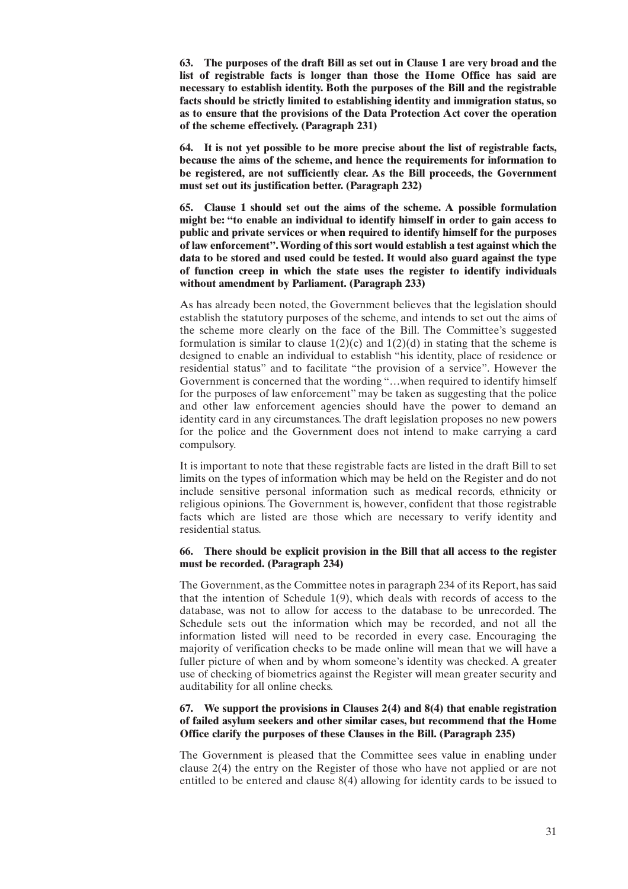**63. The purposes of the draft Bill as set out in Clause 1 are very broad and the list of registrable facts is longer than those the Home Office has said are necessary to establish identity. Both the purposes of the Bill and the registrable facts should be strictly limited to establishing identity and immigration status, so as to ensure that the provisions of the Data Protection Act cover the operation of the scheme effectively. (Paragraph 231)**

**64. It is not yet possible to be more precise about the list of registrable facts, because the aims of the scheme, and hence the requirements for information to be registered, are not sufficiently clear. As the Bill proceeds, the Government must set out its justification better. (Paragraph 232)**

**65. Clause 1 should set out the aims of the scheme. A possible formulation might be: "to enable an individual to identify himself in order to gain access to public and private services or when required to identify himself for the purposes of law enforcement". Wording of this sort would establish a test against which the data to be stored and used could be tested. It would also guard against the type of function creep in which the state uses the register to identify individuals without amendment by Parliament. (Paragraph 233)**

As has already been noted, the Government believes that the legislation should establish the statutory purposes of the scheme, and intends to set out the aims of the scheme more clearly on the face of the Bill. The Committee's suggested formulation is similar to clause 1(2)(c) and 1(2)(d) in stating that the scheme is designed to enable an individual to establish "his identity, place of residence or residential status" and to facilitate "the provision of a service". However the Government is concerned that the wording "…when required to identify himself for the purposes of law enforcement" may be taken as suggesting that the police and other law enforcement agencies should have the power to demand an identity card in any circumstances. The draft legislation proposes no new powers for the police and the Government does not intend to make carrying a card compulsory.

It is important to note that these registrable facts are listed in the draft Bill to set limits on the types of information which may be held on the Register and do not include sensitive personal information such as medical records, ethnicity or religious opinions. The Government is, however, confident that those registrable facts which are listed are those which are necessary to verify identity and residential status.

**66. There should be explicit provision in the Bill that all access to the register must be recorded. (Paragraph 234)**

The Government, as the Committee notes in paragraph 234 of its Report, has said that the intention of Schedule 1(9), which deals with records of access to the database, was not to allow for access to the database to be unrecorded. The Schedule sets out the information which may be recorded, and not all the information listed will need to be recorded in every case. Encouraging the majority of verification checks to be made online will mean that we will have a fuller picture of when and by whom someone's identity was checked. A greater use of checking of biometrics against the Register will mean greater security and auditability for all online checks.

**67. We support the provisions in Clauses 2(4) and 8(4) that enable registration of failed asylum seekers and other similar cases, but recommend that the Home Office clarify the purposes of these Clauses in the Bill. (Paragraph 235)**

The Government is pleased that the Committee sees value in enabling under clause 2(4) the entry on the Register of those who have not applied or are not entitled to be entered and clause 8(4) allowing for identity cards to be issued to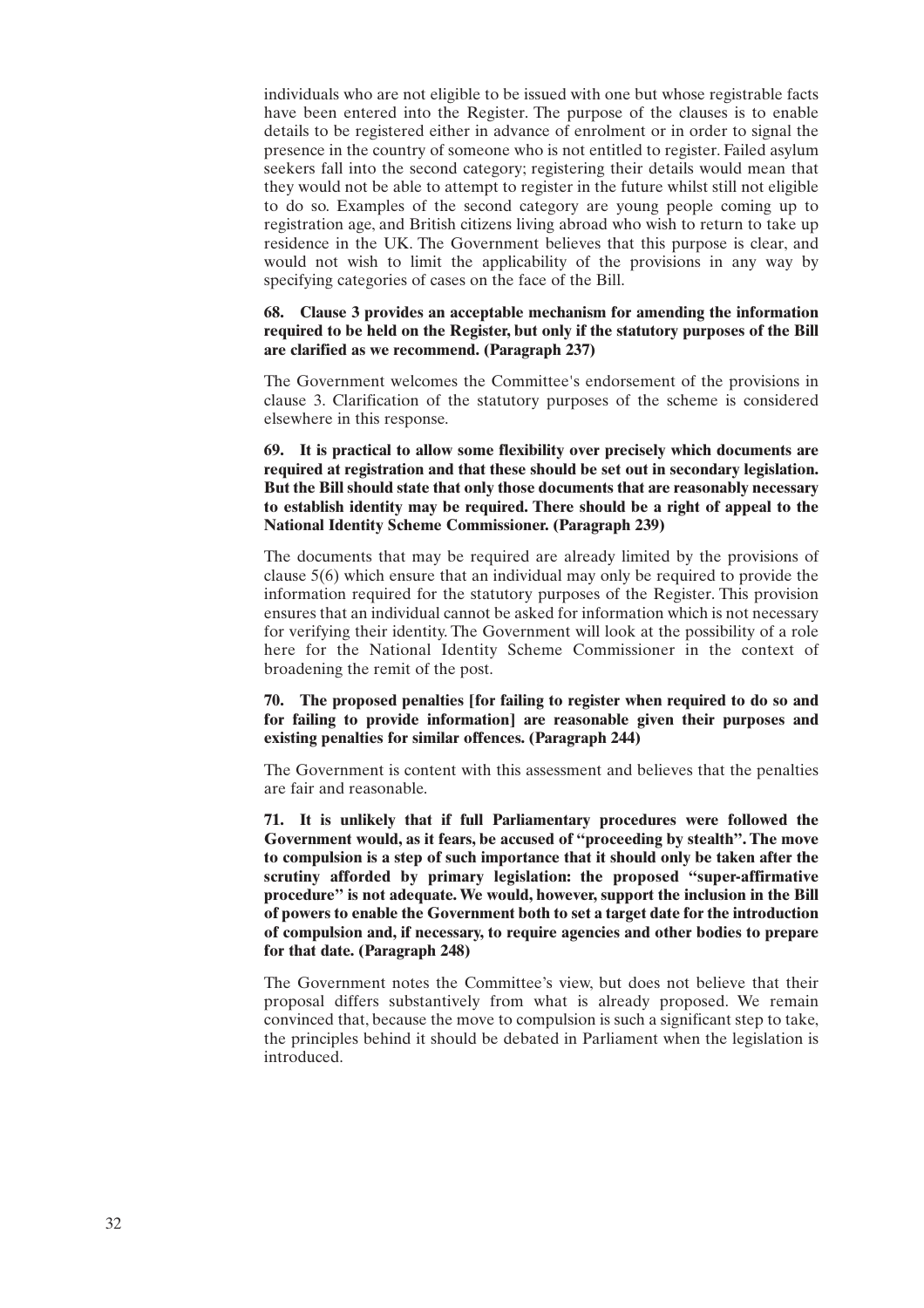individuals who are not eligible to be issued with one but whose registrable facts have been entered into the Register. The purpose of the clauses is to enable details to be registered either in advance of enrolment or in order to signal the presence in the country of someone who is not entitled to register. Failed asylum seekers fall into the second category; registering their details would mean that they would not be able to attempt to register in the future whilst still not eligible to do so. Examples of the second category are young people coming up to registration age, and British citizens living abroad who wish to return to take up residence in the UK. The Government believes that this purpose is clear, and would not wish to limit the applicability of the provisions in any way by specifying categories of cases on the face of the Bill.

**68. Clause 3 provides an acceptable mechanism for amending the information required to be held on the Register, but only if the statutory purposes of the Bill are clarified as we recommend. (Paragraph 237)**

The Government welcomes the Committee's endorsement of the provisions in clause 3. Clarification of the statutory purposes of the scheme is considered elsewhere in this response.

**69. It is practical to allow some flexibility over precisely which documents are required at registration and that these should be set out in secondary legislation. But the Bill should state that only those documents that are reasonably necessary to establish identity may be required. There should be a right of appeal to the National Identity Scheme Commissioner. (Paragraph 239)**

The documents that may be required are already limited by the provisions of clause 5(6) which ensure that an individual may only be required to provide the information required for the statutory purposes of the Register. This provision ensures that an individual cannot be asked for information which is not necessary for verifying their identity. The Government will look at the possibility of a role here for the National Identity Scheme Commissioner in the context of broadening the remit of the post.

**70. The proposed penalties [for failing to register when required to do so and for failing to provide information] are reasonable given their purposes and existing penalties for similar offences. (Paragraph 244)**

The Government is content with this assessment and believes that the penalties are fair and reasonable.

**71. It is unlikely that if full Parliamentary procedures were followed the Government would, as it fears, be accused of "proceeding by stealth". The move to compulsion is a step of such importance that it should only be taken after the scrutiny afforded by primary legislation: the proposed "super-affirmative procedure" is not adequate. We would, however, support the inclusion in the Bill of powers to enable the Government both to set a target date for the introduction of compulsion and, if necessary, to require agencies and other bodies to prepare for that date. (Paragraph 248)**

The Government notes the Committee's view, but does not believe that their proposal differs substantively from what is already proposed. We remain convinced that, because the move to compulsion is such a significant step to take, the principles behind it should be debated in Parliament when the legislation is introduced.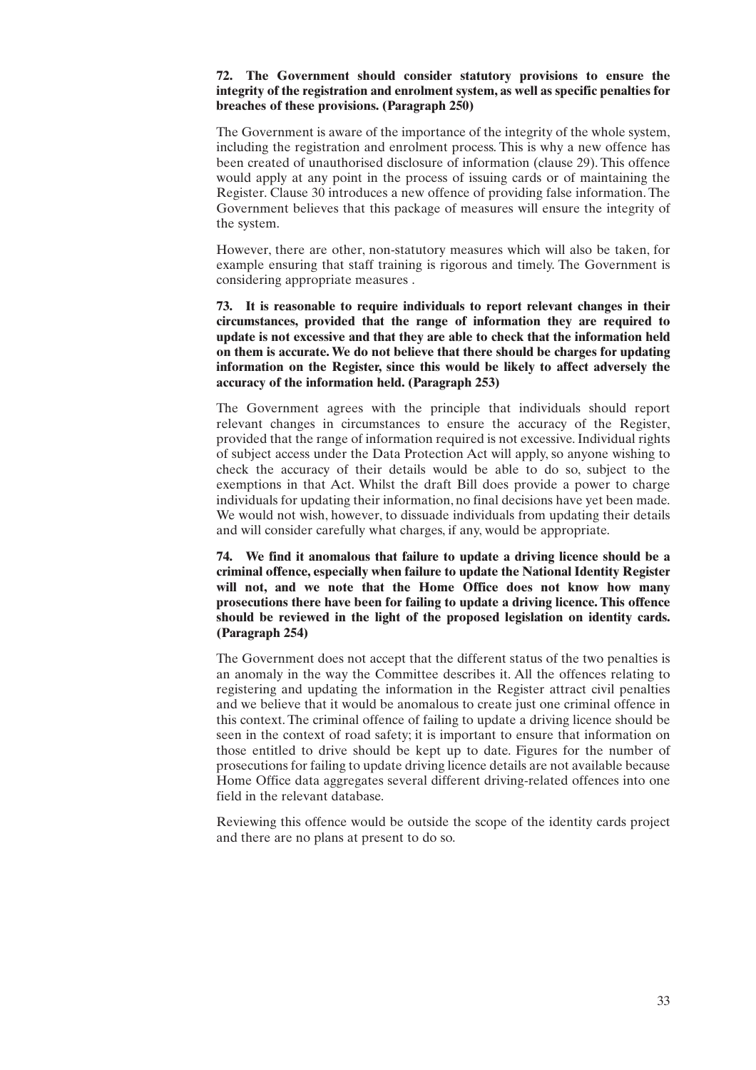**72. The Government should consider statutory provisions to ensure the integrity of the registration and enrolment system, as well as specific penalties for breaches of these provisions. (Paragraph 250)**

The Government is aware of the importance of the integrity of the whole system, including the registration and enrolment process. This is why a new offence has been created of unauthorised disclosure of information (clause 29). This offence would apply at any point in the process of issuing cards or of maintaining the Register. Clause 30 introduces a new offence of providing false information. The Government believes that this package of measures will ensure the integrity of the system.

However, there are other, non-statutory measures which will also be taken, for example ensuring that staff training is rigorous and timely. The Government is considering appropriate measures .

**73. It is reasonable to require individuals to report relevant changes in their circumstances, provided that the range of information they are required to update is not excessive and that they are able to check that the information held on them is accurate. We do not believe that there should be charges for updating information on the Register, since this would be likely to affect adversely the accuracy of the information held. (Paragraph 253)**

The Government agrees with the principle that individuals should report relevant changes in circumstances to ensure the accuracy of the Register, provided that the range of information required is not excessive. Individual rights of subject access under the Data Protection Act will apply, so anyone wishing to check the accuracy of their details would be able to do so, subject to the exemptions in that Act. Whilst the draft Bill does provide a power to charge individuals for updating their information, no final decisions have yet been made. We would not wish, however, to dissuade individuals from updating their details and will consider carefully what charges, if any, would be appropriate.

**74. We find it anomalous that failure to update a driving licence should be a criminal offence, especially when failure to update the National Identity Register will not, and we note that the Home Office does not know how many prosecutions there have been for failing to update a driving licence. This offence should be reviewed in the light of the proposed legislation on identity cards. (Paragraph 254)**

The Government does not accept that the different status of the two penalties is an anomaly in the way the Committee describes it. All the offences relating to registering and updating the information in the Register attract civil penalties and we believe that it would be anomalous to create just one criminal offence in this context. The criminal offence of failing to update a driving licence should be seen in the context of road safety; it is important to ensure that information on those entitled to drive should be kept up to date. Figures for the number of prosecutions for failing to update driving licence details are not available because Home Office data aggregates several different driving-related offences into one field in the relevant database.

Reviewing this offence would be outside the scope of the identity cards project and there are no plans at present to do so.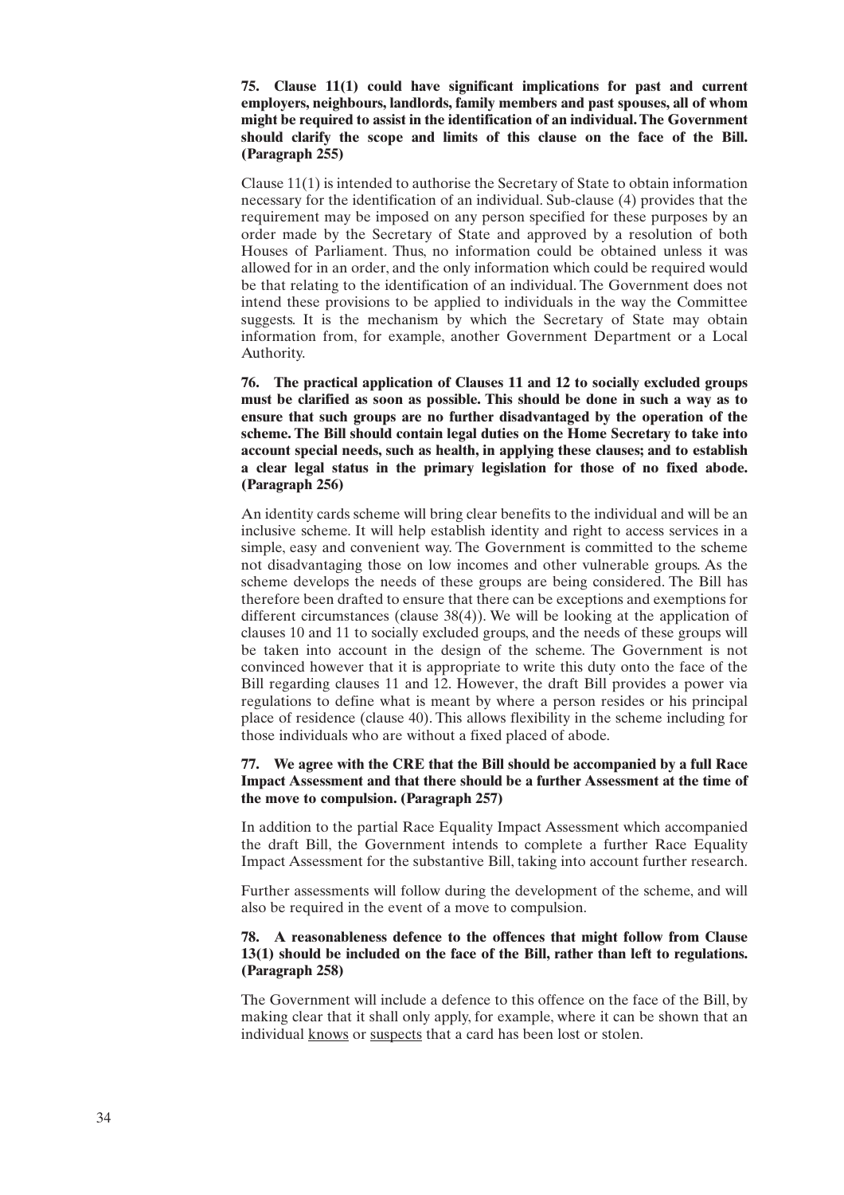**75. Clause 11(1) could have significant implications for past and current employers, neighbours, landlords, family members and past spouses, all of whom might be required to assist in the identification of an individual. The Government should clarify the scope and limits of this clause on the face of the Bill. (Paragraph 255)**

Clause 11(1) is intended to authorise the Secretary of State to obtain information necessary for the identification of an individual. Sub-clause (4) provides that the requirement may be imposed on any person specified for these purposes by an order made by the Secretary of State and approved by a resolution of both Houses of Parliament. Thus, no information could be obtained unless it was allowed for in an order, and the only information which could be required would be that relating to the identification of an individual. The Government does not intend these provisions to be applied to individuals in the way the Committee suggests. It is the mechanism by which the Secretary of State may obtain information from, for example, another Government Department or a Local Authority.

**76. The practical application of Clauses 11 and 12 to socially excluded groups must be clarified as soon as possible. This should be done in such a way as to ensure that such groups are no further disadvantaged by the operation of the scheme. The Bill should contain legal duties on the Home Secretary to take into account special needs, such as health, in applying these clauses; and to establish a clear legal status in the primary legislation for those of no fixed abode. (Paragraph 256)**

An identity cards scheme will bring clear benefits to the individual and will be an inclusive scheme. It will help establish identity and right to access services in a simple, easy and convenient way. The Government is committed to the scheme not disadvantaging those on low incomes and other vulnerable groups. As the scheme develops the needs of these groups are being considered. The Bill has therefore been drafted to ensure that there can be exceptions and exemptions for different circumstances (clause 38(4)). We will be looking at the application of clauses 10 and 11 to socially excluded groups, and the needs of these groups will be taken into account in the design of the scheme. The Government is not convinced however that it is appropriate to write this duty onto the face of the Bill regarding clauses 11 and 12. However, the draft Bill provides a power via regulations to define what is meant by where a person resides or his principal place of residence (clause 40). This allows flexibility in the scheme including for those individuals who are without a fixed placed of abode.

**77. We agree with the CRE that the Bill should be accompanied by a full Race Impact Assessment and that there should be a further Assessment at the time of the move to compulsion. (Paragraph 257)**

In addition to the partial Race Equality Impact Assessment which accompanied the draft Bill, the Government intends to complete a further Race Equality Impact Assessment for the substantive Bill, taking into account further research.

Further assessments will follow during the development of the scheme, and will also be required in the event of a move to compulsion.

**78. A reasonableness defence to the offences that might follow from Clause 13(1) should be included on the face of the Bill, rather than left to regulations. (Paragraph 258)**

The Government will include a defence to this offence on the face of the Bill, by making clear that it shall only apply, for example, where it can be shown that an individual <u>knows</u> or <u>suspects</u> that a card has been lost or stolen.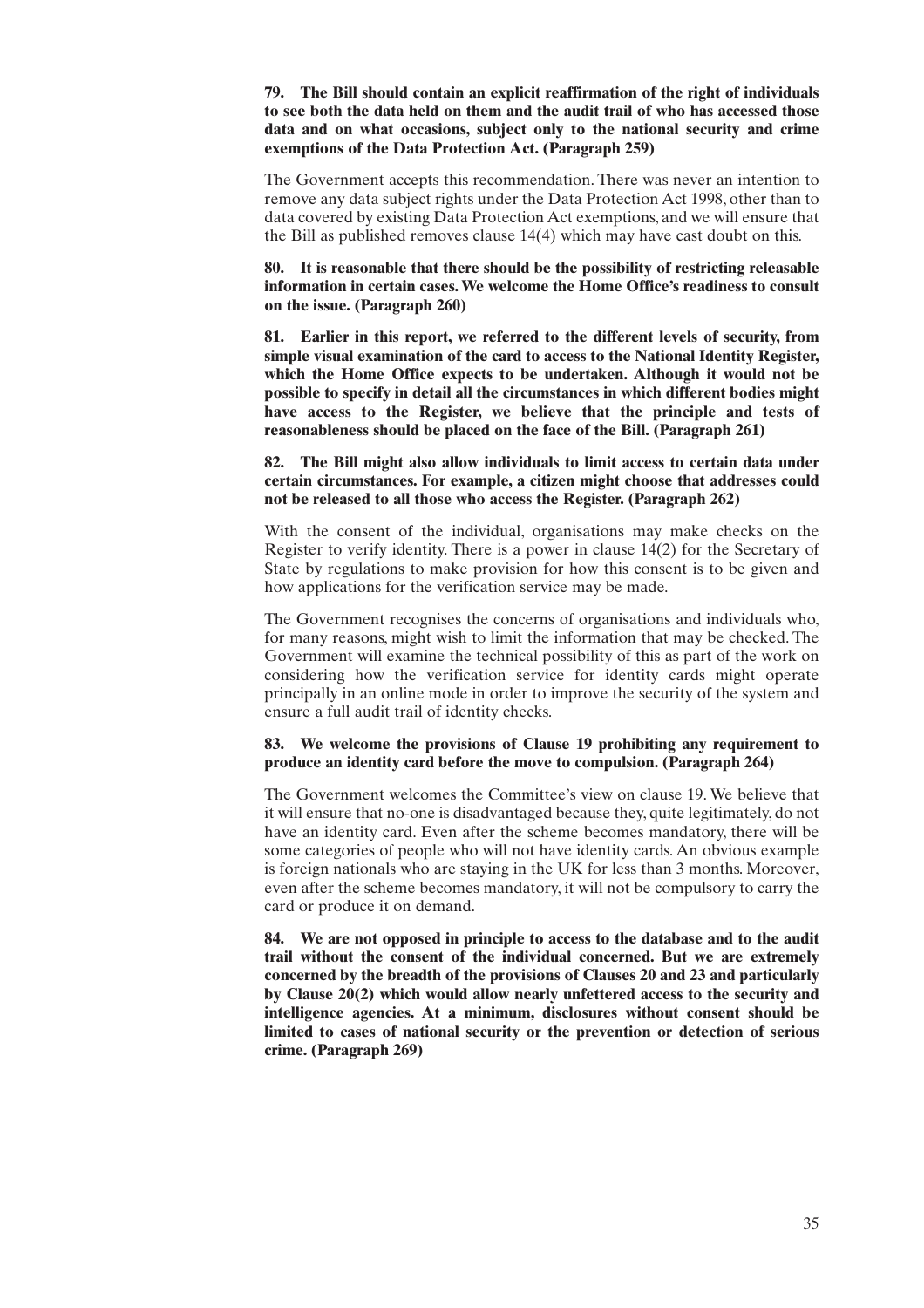**79. The Bill should contain an explicit reaffirmation of the right of individuals to see both the data held on them and the audit trail of who has accessed those data and on what occasions, subject only to the national security and crime exemptions of the Data Protection Act. (Paragraph 259)**

The Government accepts this recommendation. There was never an intention to remove any data subject rights under the Data Protection Act 1998, other than to data covered by existing Data Protection Act exemptions, and we will ensure that the Bill as published removes clause 14(4) which may have cast doubt on this.

**80. It is reasonable that there should be the possibility of restricting releasable information in certain cases. We welcome the Home Office's readiness to consult on the issue. (Paragraph 260)**

**81. Earlier in this report, we referred to the different levels of security, from simple visual examination of the card to access to the National Identity Register, which the Home Office expects to be undertaken. Although it would not be possible to specify in detail all the circumstances in which different bodies might have access to the Register, we believe that the principle and tests of reasonableness should be placed on the face of the Bill. (Paragraph 261)**

**82. The Bill might also allow individuals to limit access to certain data under certain circumstances. For example, a citizen might choose that addresses could not be released to all those who access the Register. (Paragraph 262)**

With the consent of the individual, organisations may make checks on the Register to verify identity. There is a power in clause 14(2) for the Secretary of State by regulations to make provision for how this consent is to be given and how applications for the verification service may be made.

The Government recognises the concerns of organisations and individuals who, for many reasons, might wish to limit the information that may be checked. The Government will examine the technical possibility of this as part of the work on considering how the verification service for identity cards might operate principally in an online mode in order to improve the security of the system and ensure a full audit trail of identity checks.

**83. We welcome the provisions of Clause 19 prohibiting any requirement to produce an identity card before the move to compulsion. (Paragraph 264)**

The Government welcomes the Committee's view on clause 19. We believe that it will ensure that no-one is disadvantaged because they, quite legitimately, do not have an identity card. Even after the scheme becomes mandatory, there will be some categories of people who will not have identity cards. An obvious example is foreign nationals who are staying in the UK for less than 3 months. Moreover, even after the scheme becomes mandatory, it will not be compulsory to carry the card or produce it on demand.

**84. We are not opposed in principle to access to the database and to the audit trail without the consent of the individual concerned. But we are extremely concerned by the breadth of the provisions of Clauses 20 and 23 and particularly by Clause 20(2) which would allow nearly unfettered access to the security and intelligence agencies. At a minimum, disclosures without consent should be limited to cases of national security or the prevention or detection of serious crime. (Paragraph 269)**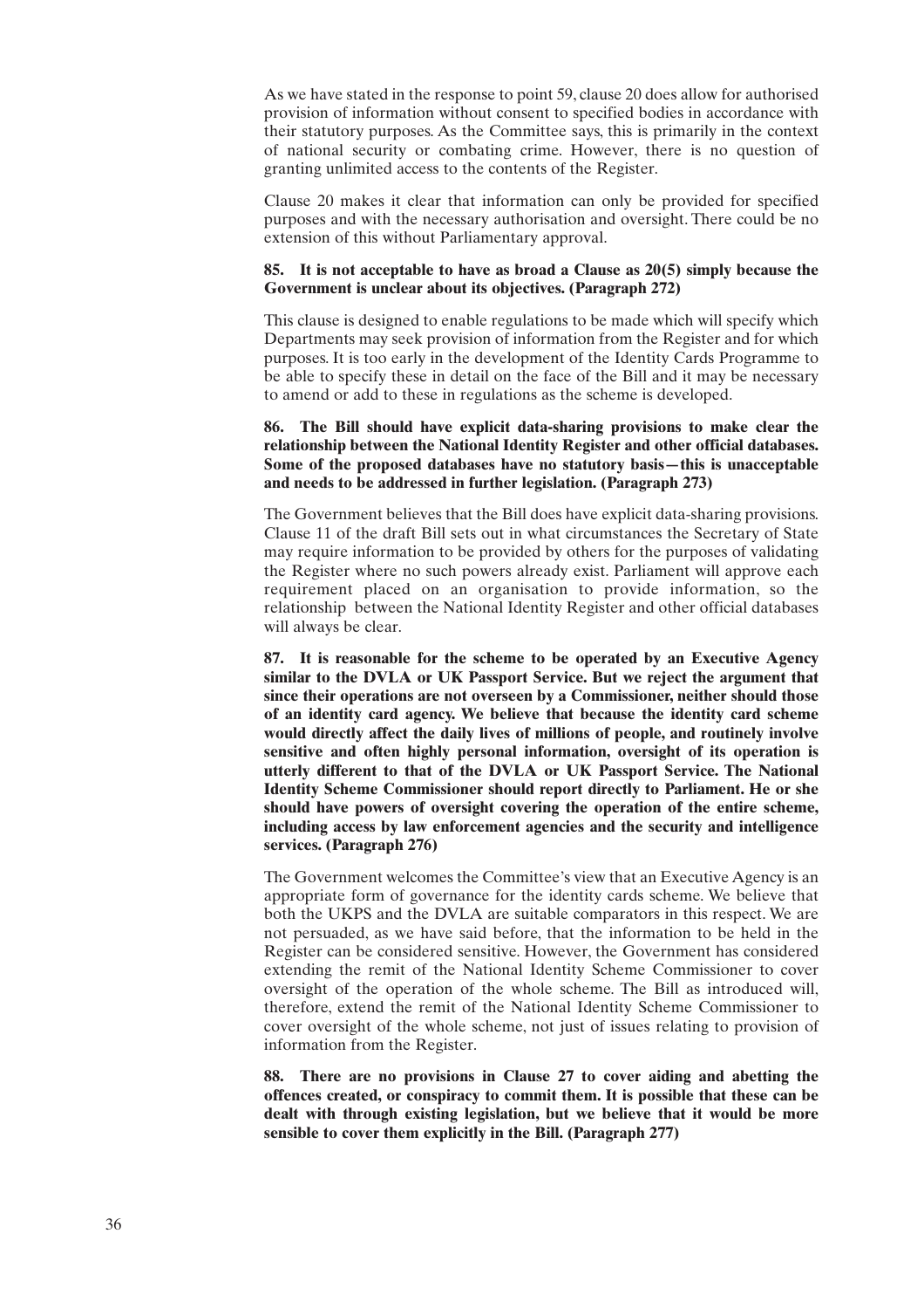As we have stated in the response to point 59, clause 20 does allow for authorised provision of information without consent to specified bodies in accordance with their statutory purposes. As the Committee says, this is primarily in the context of national security or combating crime. However, there is no question of granting unlimited access to the contents of the Register.

Clause 20 makes it clear that information can only be provided for specified purposes and with the necessary authorisation and oversight. There could be no extension of this without Parliamentary approval.

**85. It is not acceptable to have as broad a Clause as 20(5) simply because the Government is unclear about its objectives. (Paragraph 272)**

This clause is designed to enable regulations to be made which will specify which Departments may seek provision of information from the Register and for which purposes. It is too early in the development of the Identity Cards Programme to be able to specify these in detail on the face of the Bill and it may be necessary to amend or add to these in regulations as the scheme is developed.

**86. The Bill should have explicit data-sharing provisions to make clear the relationship between the National Identity Register and other official databases. Some of the proposed databases have no statutory basis—this is unacceptable and needs to be addressed in further legislation. (Paragraph 273)**

The Government believes that the Bill does have explicit data-sharing provisions. Clause 11 of the draft Bill sets out in what circumstances the Secretary of State may require information to be provided by others for the purposes of validating the Register where no such powers already exist. Parliament will approve each requirement placed on an organisation to provide information, so the relationship between the National Identity Register and other official databases will always be clear.

**87. It is reasonable for the scheme to be operated by an Executive Agency similar to the DVLA or UK Passport Service. But we reject the argument that since their operations are not overseen by a Commissioner, neither should those of an identity card agency. We believe that because the identity card scheme would directly affect the daily lives of millions of people, and routinely involve sensitive and often highly personal information, oversight of its operation is utterly different to that of the DVLA or UK Passport Service. The National Identity Scheme Commissioner should report directly to Parliament. He or she should have powers of oversight covering the operation of the entire scheme, including access by law enforcement agencies and the security and intelligence services. (Paragraph 276)**

The Government welcomes the Committee's view that an Executive Agency is an appropriate form of governance for the identity cards scheme. We believe that both the UKPS and the DVLA are suitable comparators in this respect. We are not persuaded, as we have said before, that the information to be held in the Register can be considered sensitive. However, the Government has considered extending the remit of the National Identity Scheme Commissioner to cover oversight of the operation of the whole scheme. The Bill as introduced will, therefore, extend the remit of the National Identity Scheme Commissioner to cover oversight of the whole scheme, not just of issues relating to provision of information from the Register.

**88. There are no provisions in Clause 27 to cover aiding and abetting the offences created, or conspiracy to commit them. It is possible that these can be dealt with through existing legislation, but we believe that it would be more sensible to cover them explicitly in the Bill. (Paragraph 277)**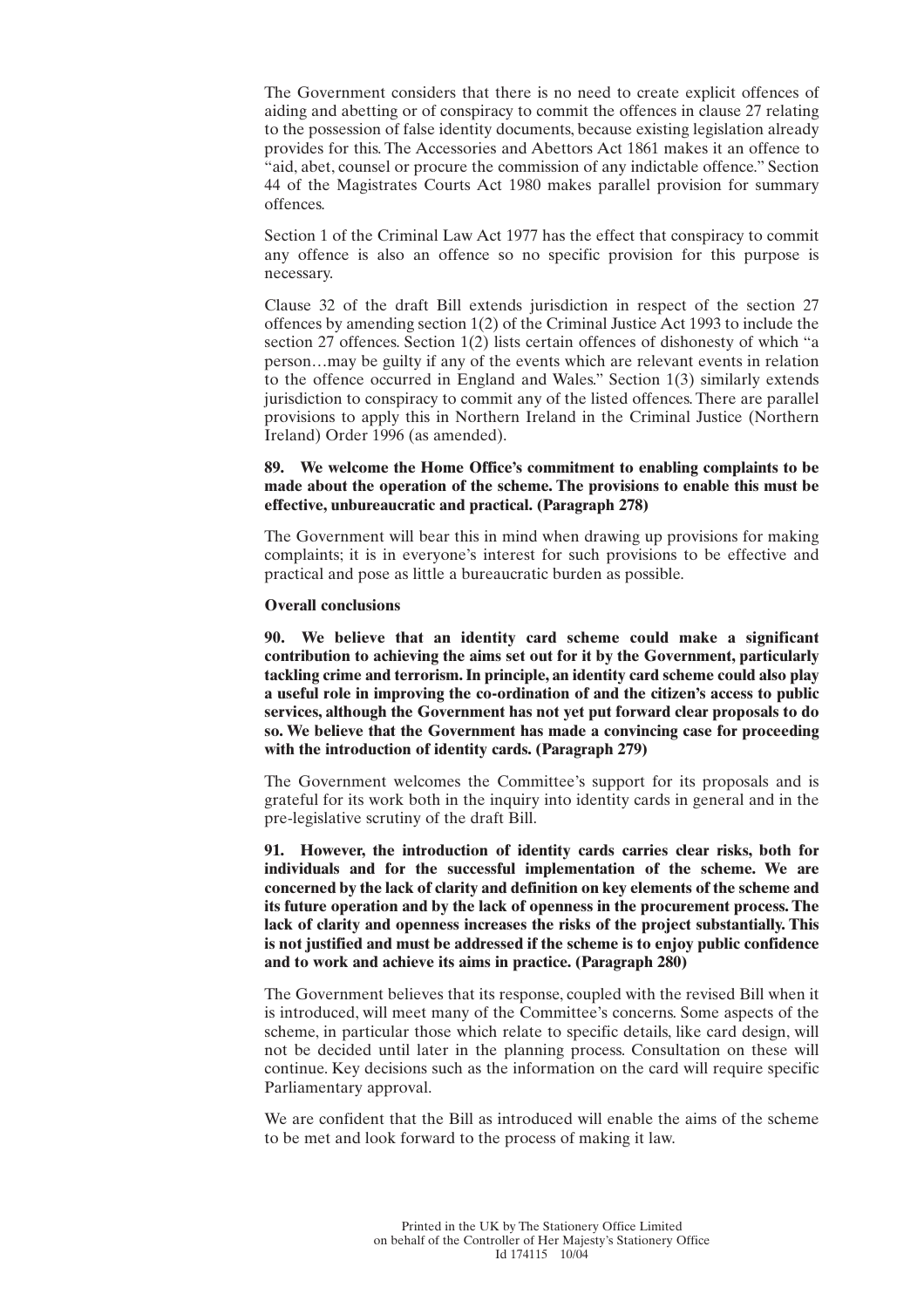The Government considers that there is no need to create explicit offences of aiding and abetting or of conspiracy to commit the offences in clause 27 relating to the possession of false identity documents, because existing legislation already provides for this. The Accessories and Abettors Act 1861 makes it an offence to "aid, abet, counsel or procure the commission of any indictable offence." Section 44 of the Magistrates Courts Act 1980 makes parallel provision for summary offences.

Section 1 of the Criminal Law Act 1977 has the effect that conspiracy to commit any offence is also an offence so no specific provision for this purpose is necessary.

Clause 32 of the draft Bill extends jurisdiction in respect of the section 27 offences by amending section 1(2) of the Criminal Justice Act 1993 to include the section 27 offences. Section 1(2) lists certain offences of dishonesty of which "a person…may be guilty if any of the events which are relevant events in relation to the offence occurred in England and Wales." Section 1(3) similarly extends jurisdiction to conspiracy to commit any of the listed offences. There are parallel provisions to apply this in Northern Ireland in the Criminal Justice (Northern Ireland) Order 1996 (as amended).

**89. We welcome the Home Office's commitment to enabling complaints to be made about the operation of the scheme. The provisions to enable this must be effective, unbureaucratic and practical. (Paragraph 278)**

The Government will bear this in mind when drawing up provisions for making complaints; it is in everyone's interest for such provisions to be effective and practical and pose as little a bureaucratic burden as possible.

**Overall conclusions**

**90. We believe that an identity card scheme could make a significant contribution to achieving the aims set out for it by the Government, particularly tackling crime and terrorism. In principle, an identity card scheme could also play a useful role in improving the co-ordination of and the citizen's access to public services, although the Government has not yet put forward clear proposals to do so. We believe that the Government has made a convincing case for proceeding with the introduction of identity cards. (Paragraph 279)**

The Government welcomes the Committee's support for its proposals and is grateful for its work both in the inquiry into identity cards in general and in the pre-legislative scrutiny of the draft Bill.

**91. However, the introduction of identity cards carries clear risks, both for individuals and for the successful implementation of the scheme. We are concerned by the lack of clarity and definition on key elements of the scheme and its future operation and by the lack of openness in the procurement process. The lack of clarity and openness increases the risks of the project substantially. This is not justified and must be addressed if the scheme is to enjoy public confidence and to work and achieve its aims in practice. (Paragraph 280)**

The Government believes that its response, coupled with the revised Bill when it is introduced, will meet many of the Committee's concerns. Some aspects of the scheme, in particular those which relate to specific details, like card design, will not be decided until later in the planning process. Consultation on these will continue. Key decisions such as the information on the card will require specific Parliamentary approval.

We are confident that the Bill as introduced will enable the aims of the scheme to be met and look forward to the process of making it law.

Printed in the UK by The Stationery Office Limited
on behalf of the Controller of Her Majesty's Stationery Office
Id 174115 10/04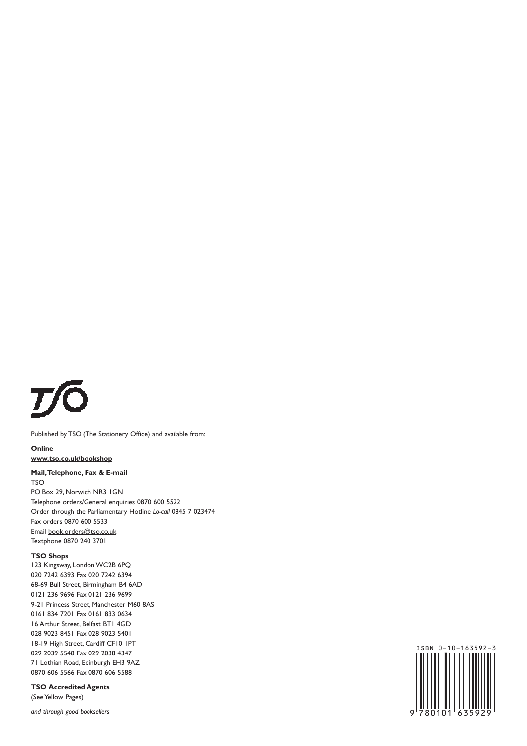Published by TSO (The Stationery Office) and available from:

**Online**
**www.tso.co.uk/bookshop**

**Mail, Telephone, Fax & E-mail**
TSO
PO Box 29, Norwich NR3 1GN
Telephone orders/General enquiries 0870 600 5522
Order through the Parliamentary Hotline *Lo-call* 0845 7 023474
Fax orders 0870 600 5533
Email book.orders@tso.co.uk
Textphone 0870 240 3701

**TSO Shops**
123 Kingsway, London WC2B 6PQ
020 7242 6393 Fax 020 7242 6394
68-69 Bull Street, Birmingham B4 6AD
0121 236 9696 Fax 0121 236 9699
9-21 Princess Street, Manchester M60 8AS
0161 834 7201 Fax 0161 833 0634
16 Arthur Street, Belfast BT1 4GD
028 9023 8451 Fax 028 9023 5401
18-19 High Street, Cardiff CF10 1PT
029 2039 5548 Fax 029 2038 4347
71 Lothian Road, Edinburgh EH3 9AZ
0870 606 5566 Fax 0870 606 5588

**TSO Accredited Agents**
(See Yellow Pages)

*and through good booksellers*

ISBN 0-10-163592-3

9 780101 635929